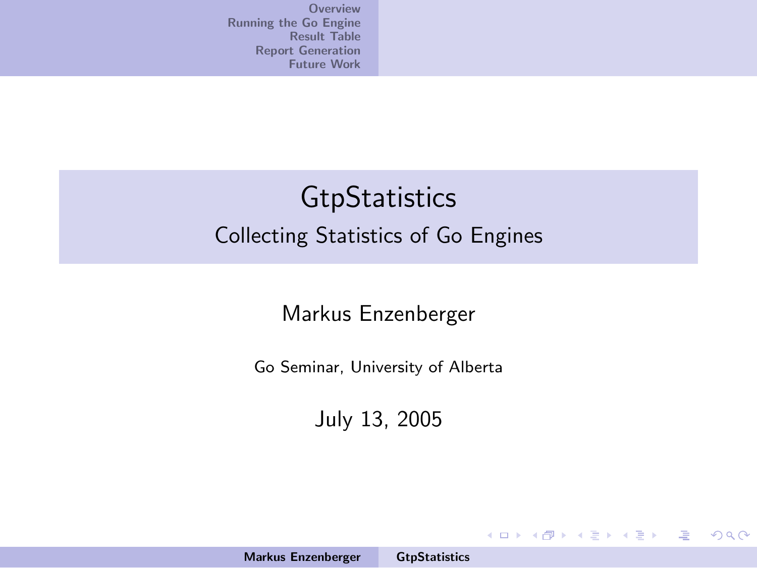# GtpStatistics

## Collecting Statistics of Go Engines

Markus Enzenberger

Go Seminar, University of Alberta

July 13, 2005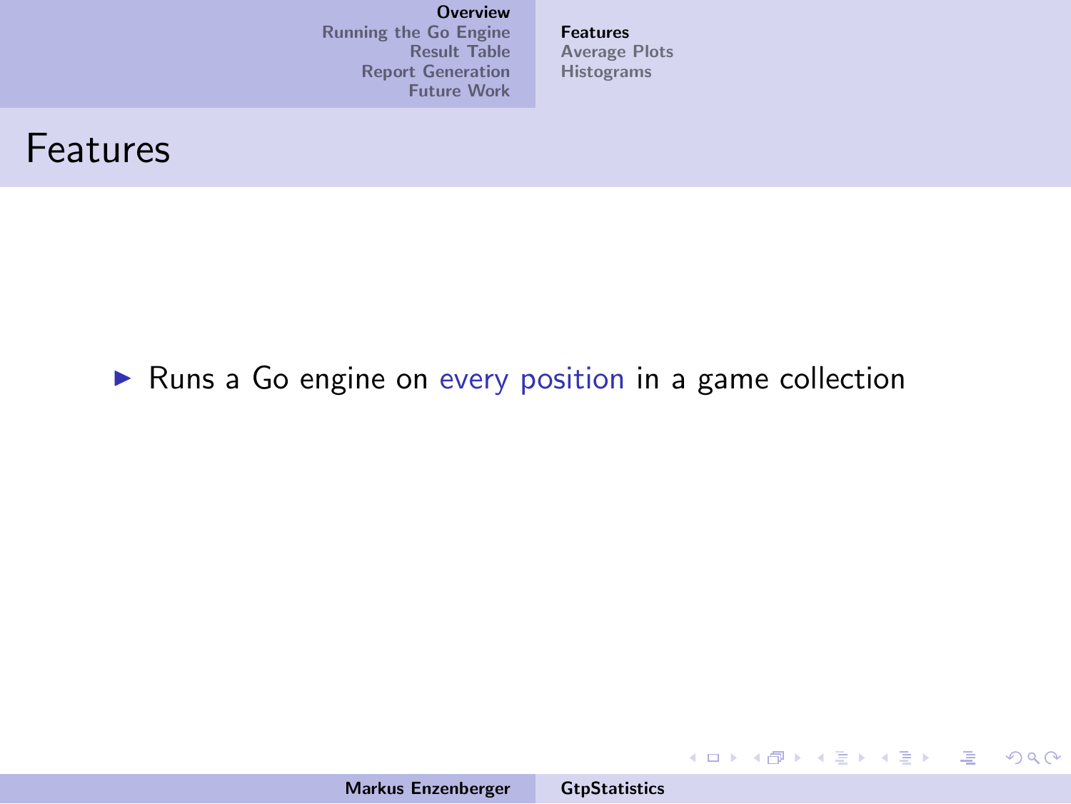# Features

- Runs a Go engine on every position in a game collection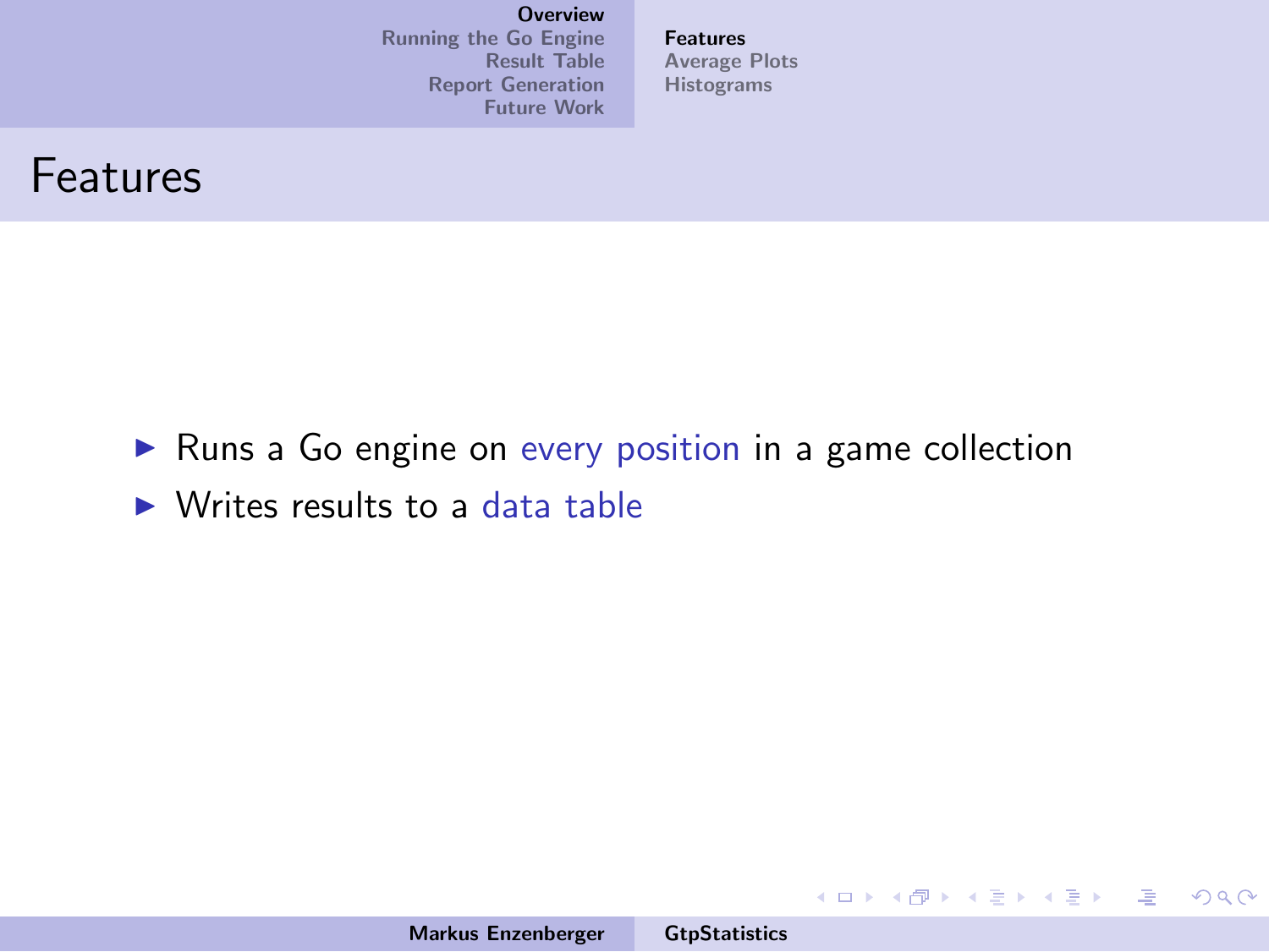# Features

- Runs a Go engine on every position in a game collection
- Writes results to a data table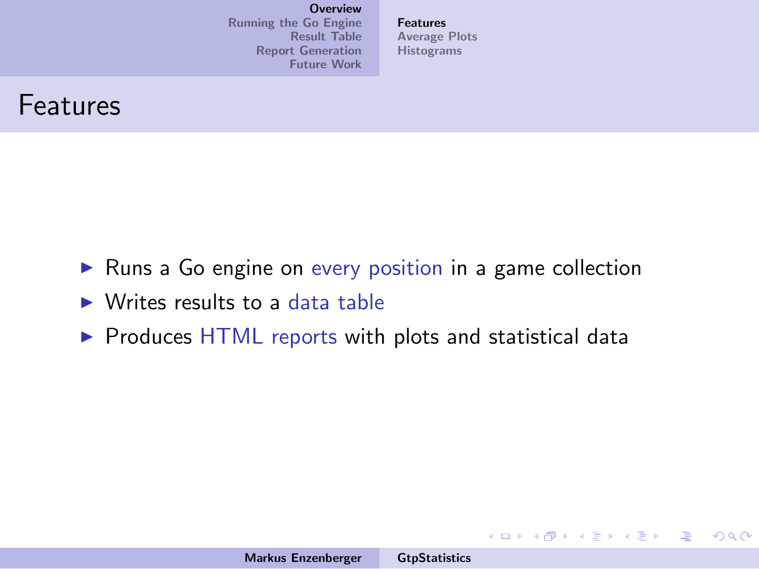# Features

- Runs a Go engine on every position in a game collection
- Writes results to a data table
- Produces HTML reports with plots and statistical data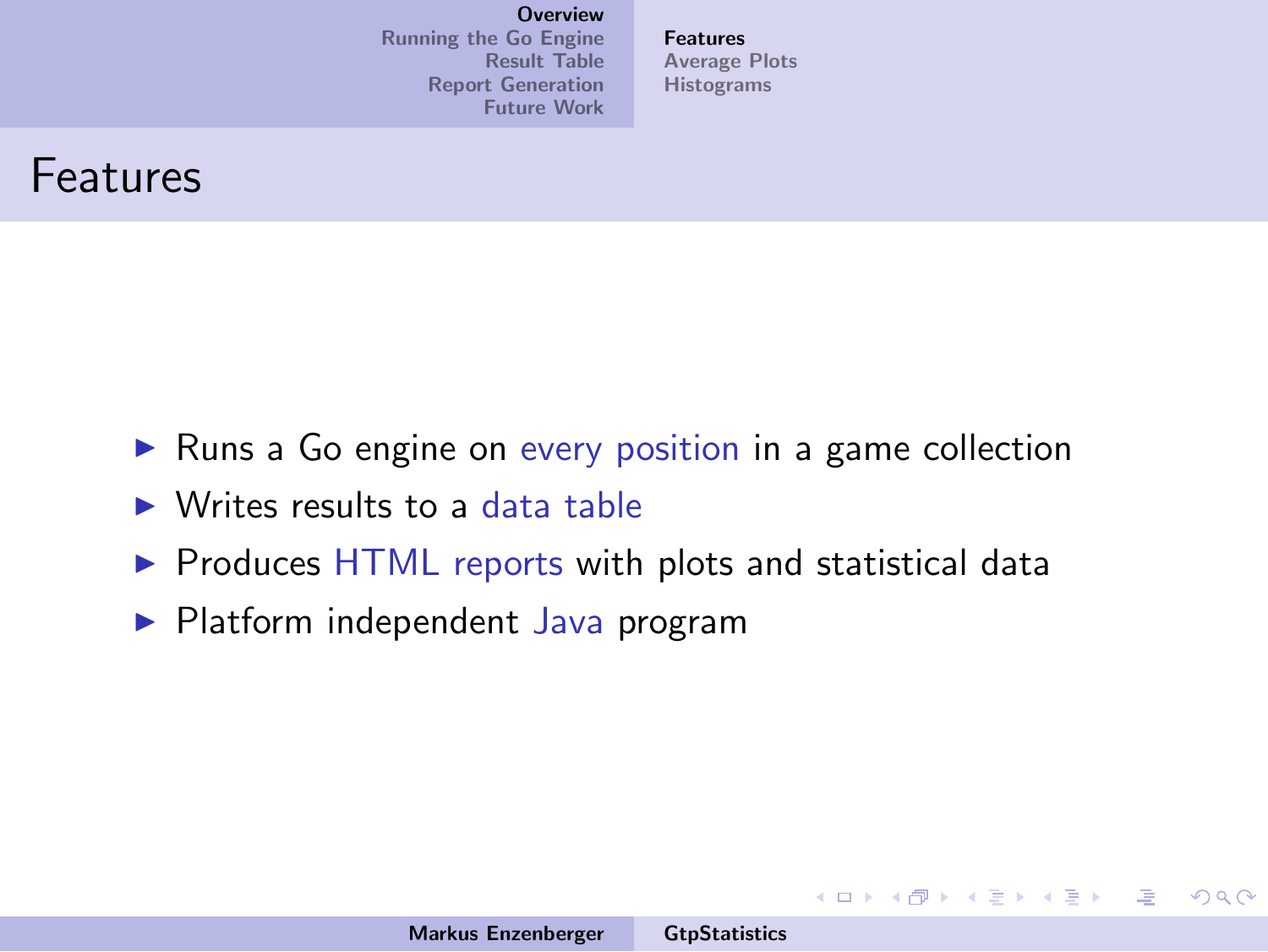# Features

- Runs a Go engine on every position in a game collection
- Writes results to a data table
- Produces HTML reports with plots and statistical data
- Platform independent Java program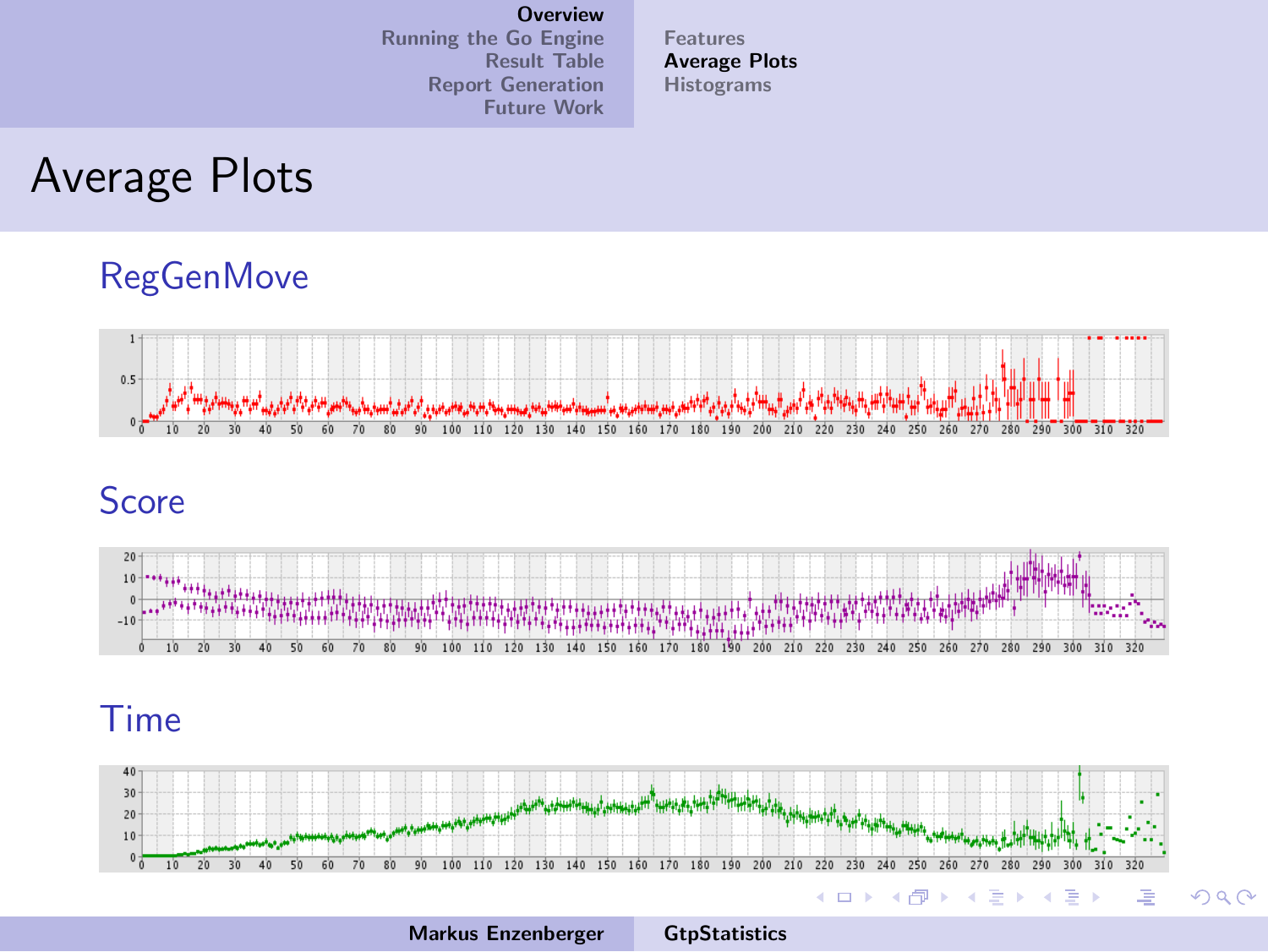# Average Plots

## RegGenMove

## Score

## Time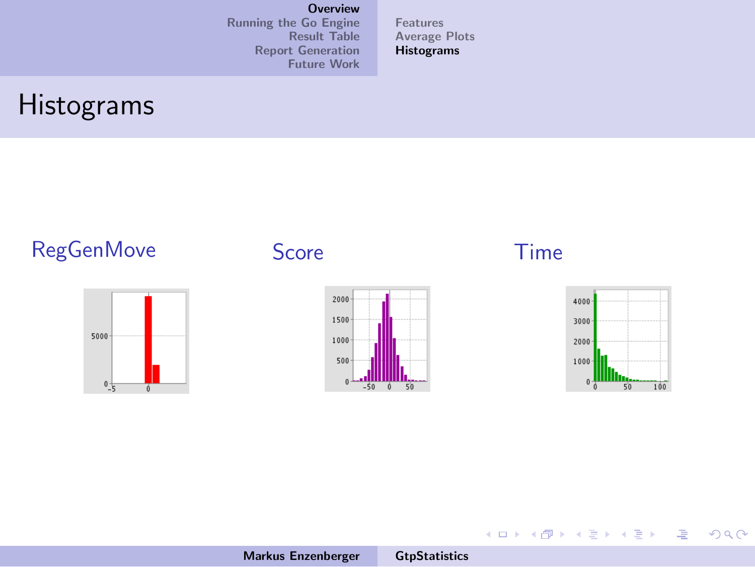# Histograms

RegGenMove

Score

Time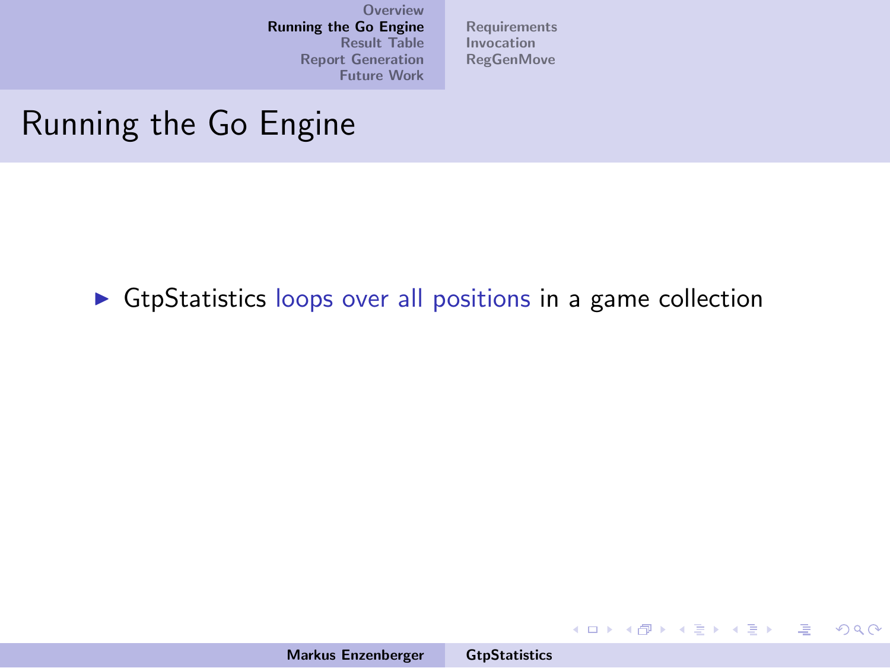# Running the Go Engine

- GtpStatistics loops over all positions in a game collection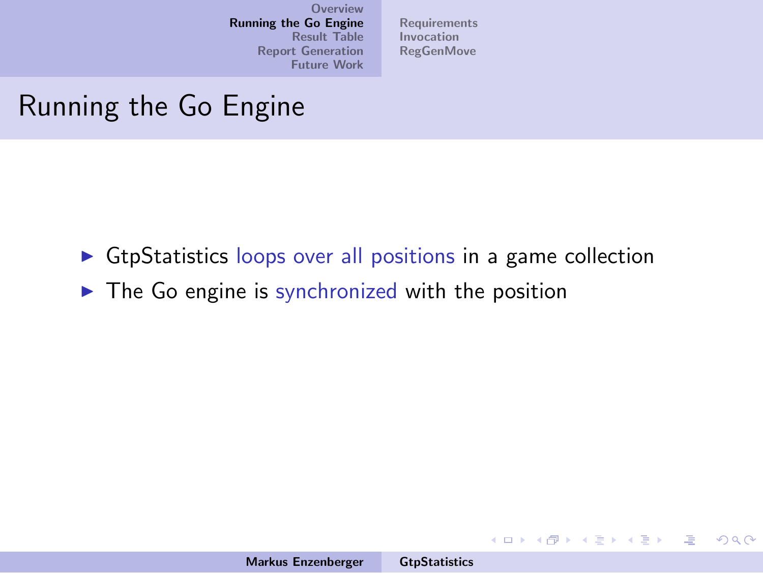# Running the Go Engine

- GtpStatistics loops over all positions in a game collection
- The Go engine is synchronized with the position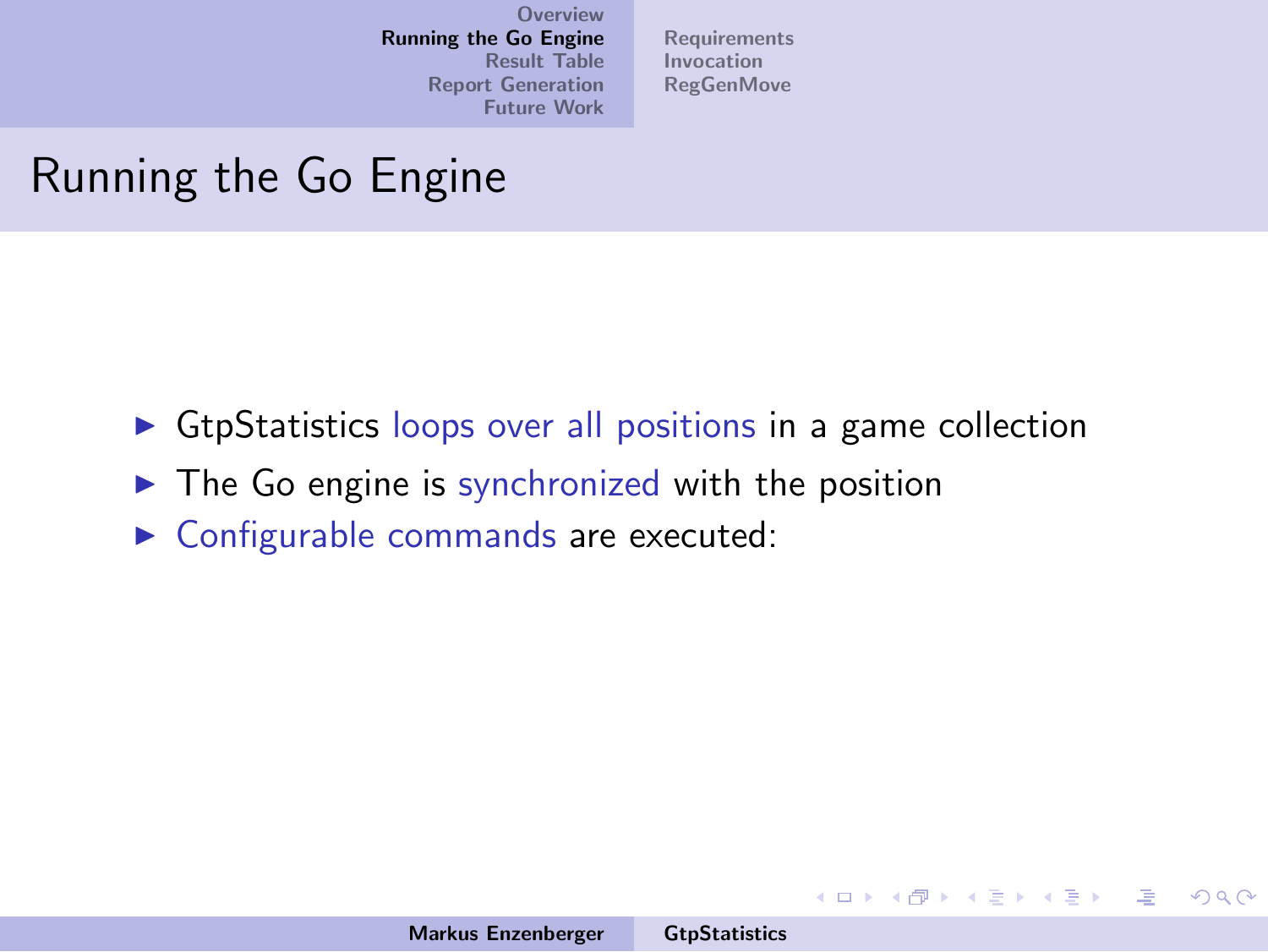## Running the Go Engine

- GtpStatistics loops over all positions in a game collection
- The Go engine is synchronized with the position
- Configurable commands are executed: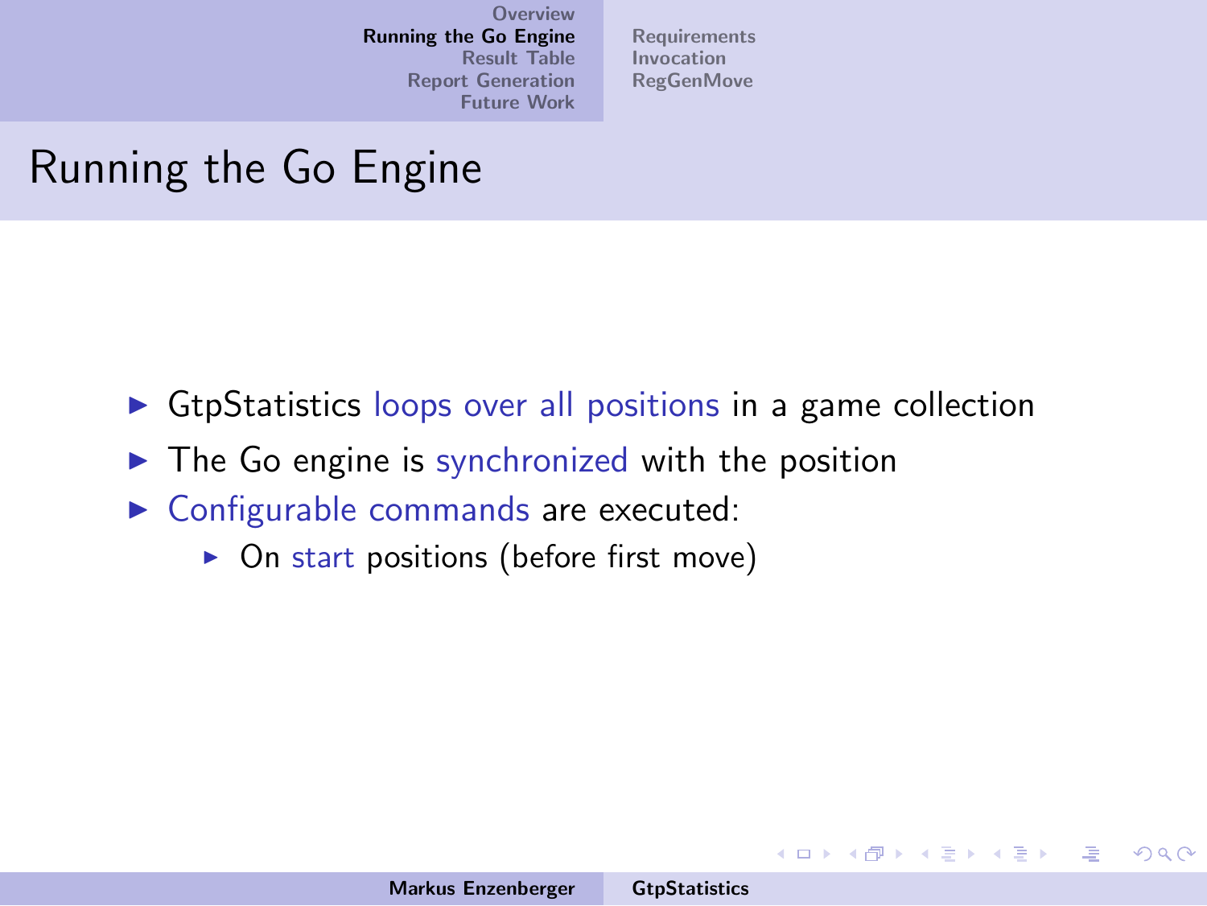# Running the Go Engine

- GtpStatistics loops over all positions in a game collection
- The Go engine is synchronized with the position
- Configurable commands are executed:
  - On start positions (before first move)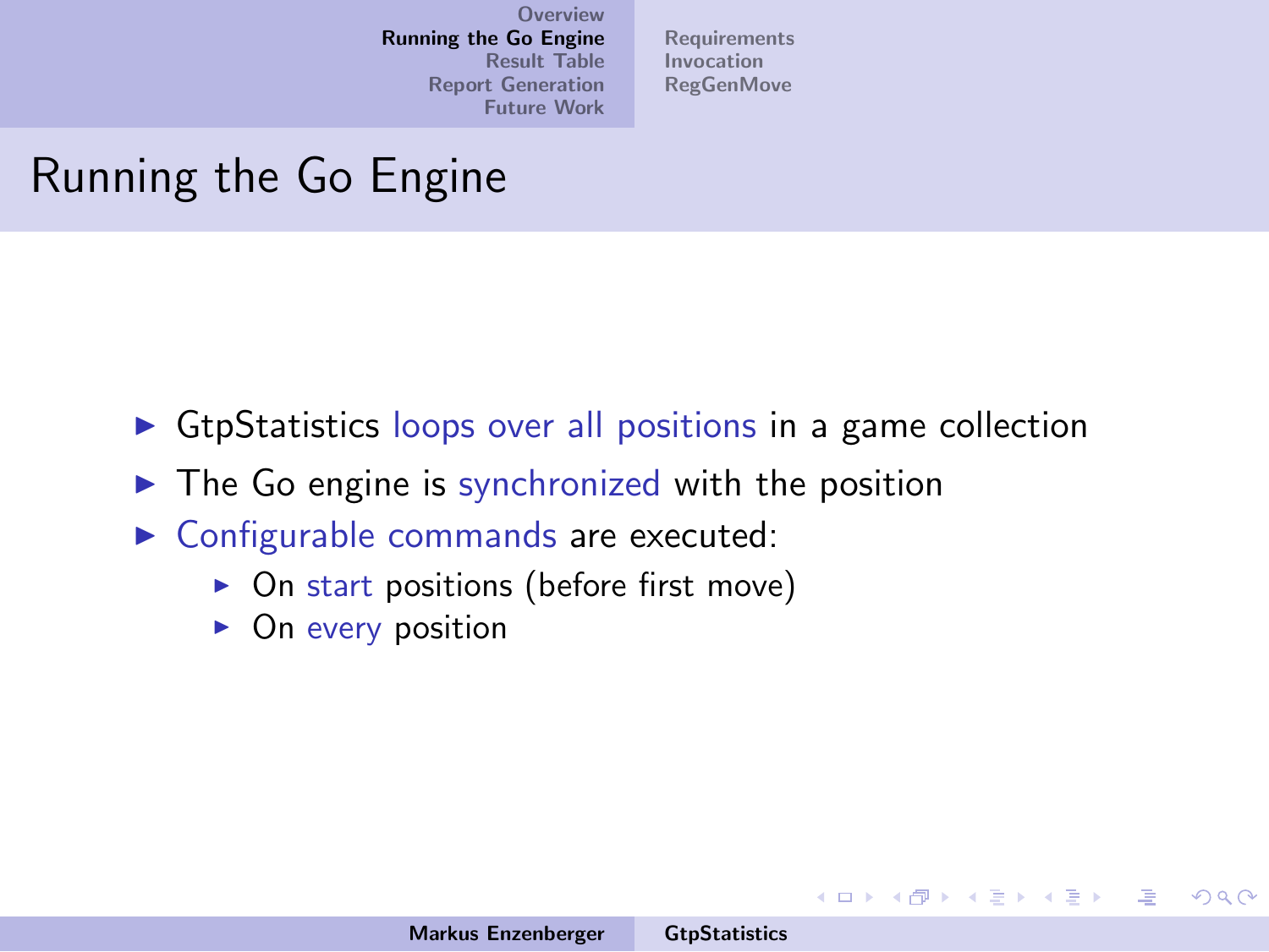# Running the Go Engine

- GtpStatistics loops over all positions in a game collection
- The Go engine is synchronized with the position
- Configurable commands are executed:
  - On start positions (before first move)
  - On every position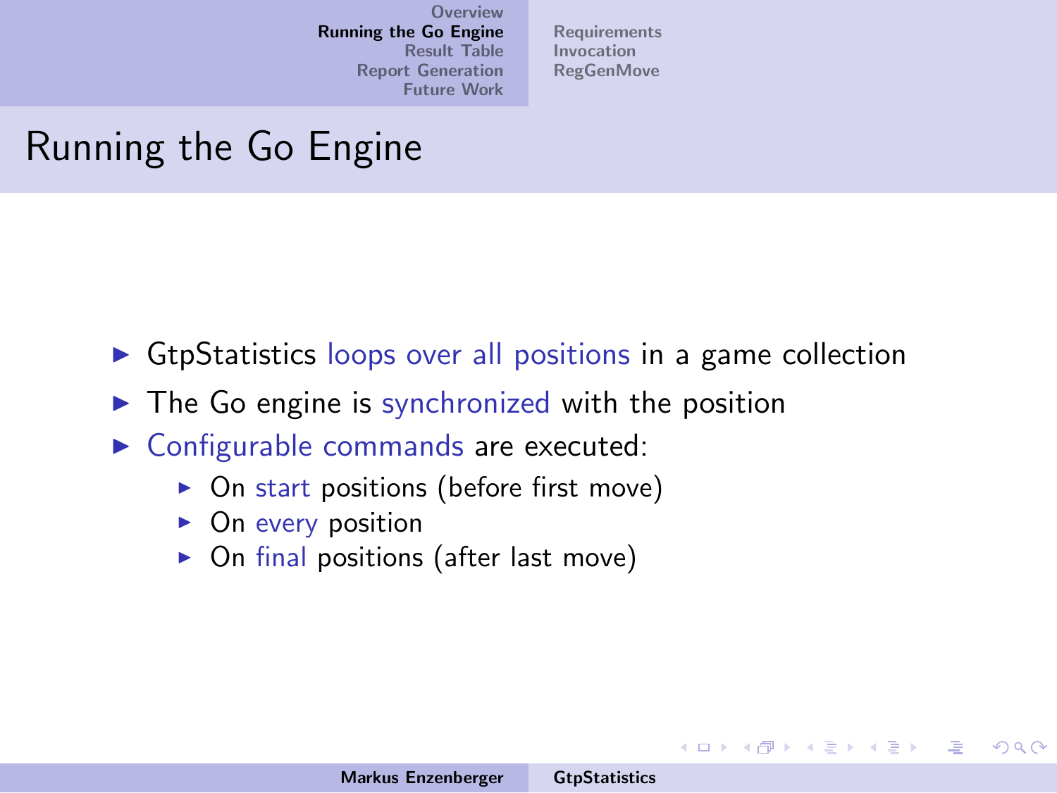# Running the Go Engine

- GtpStatistics loops over all positions in a game collection
- The Go engine is synchronized with the position
- Configurable commands are executed:
  - On start positions (before first move)
  - On every position
  - On final positions (after last move)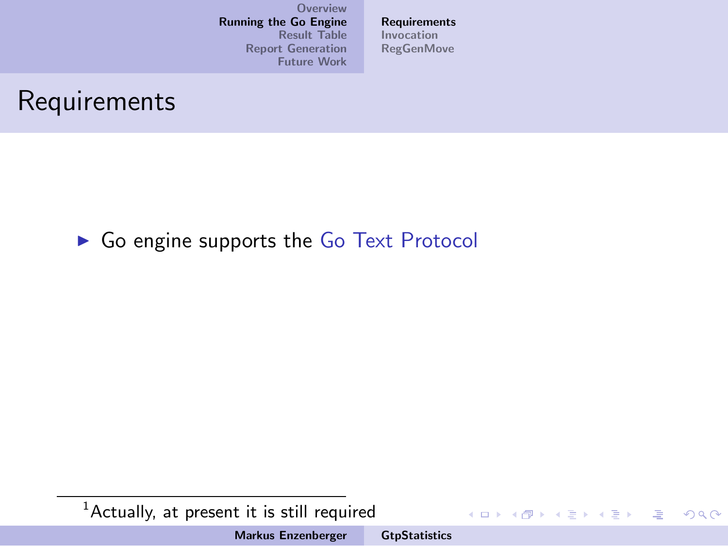# Requirements

- Go engine supports the Go Text Protocol

---

[1] Actually, at present it is still required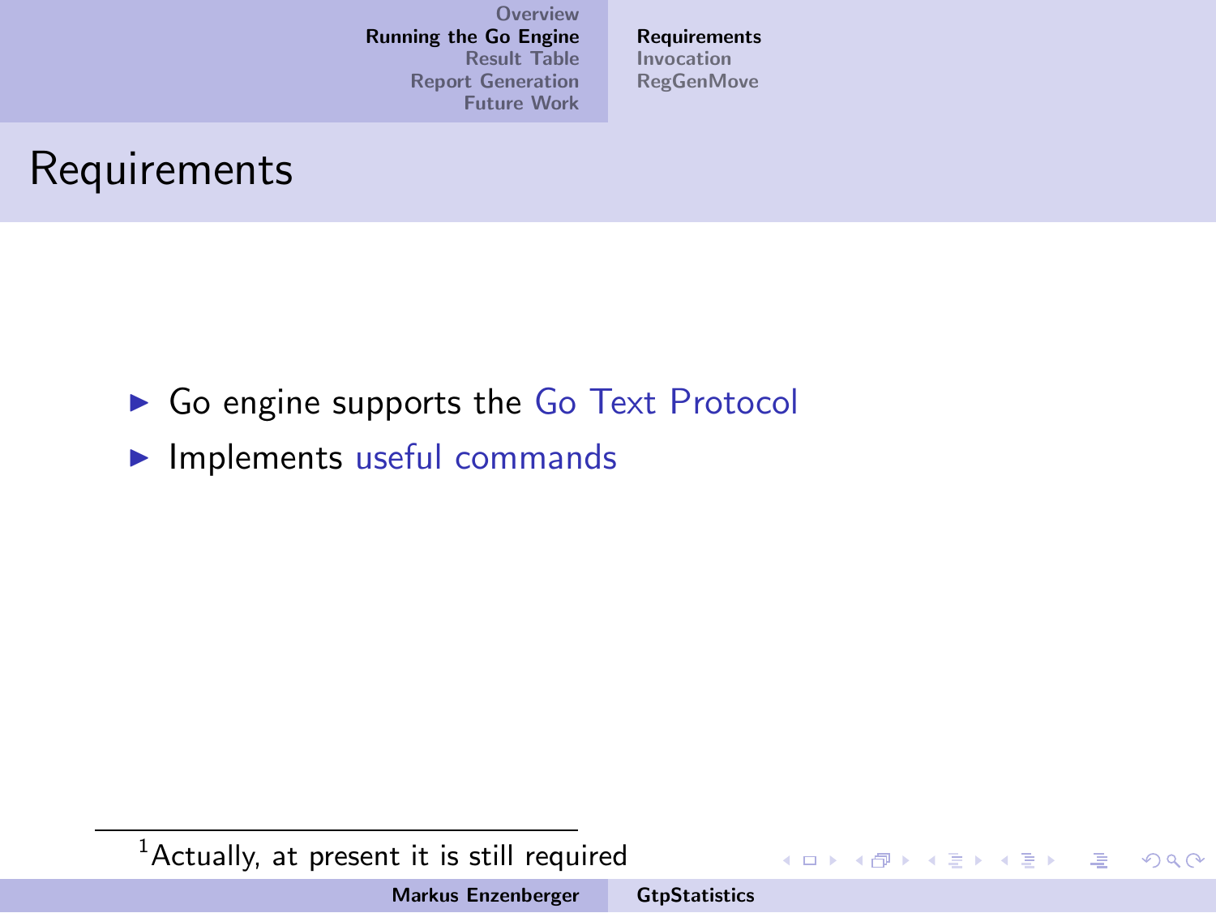# Requirements

- Go engine supports the Go Text Protocol
- Implements useful commands

[1] Actually, at present it is still required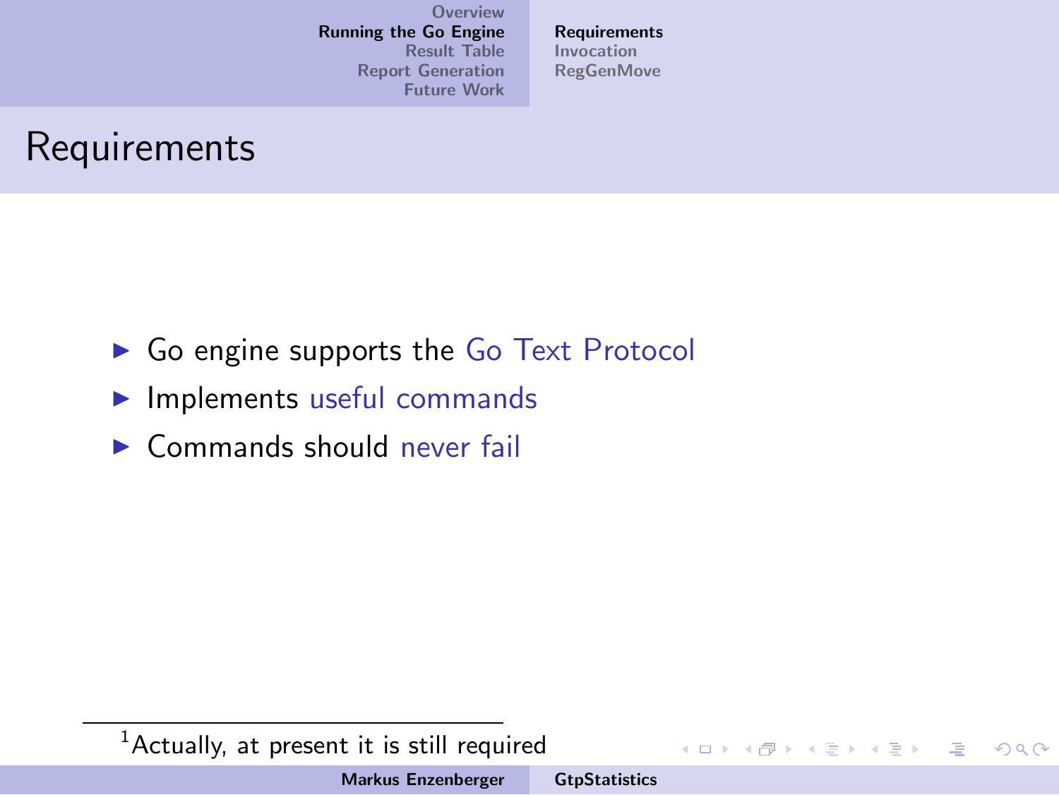## Requirements

- Go engine supports the Go Text Protocol
- Implements useful commands
- Commands should never fail

[1] Actually, at present it is still required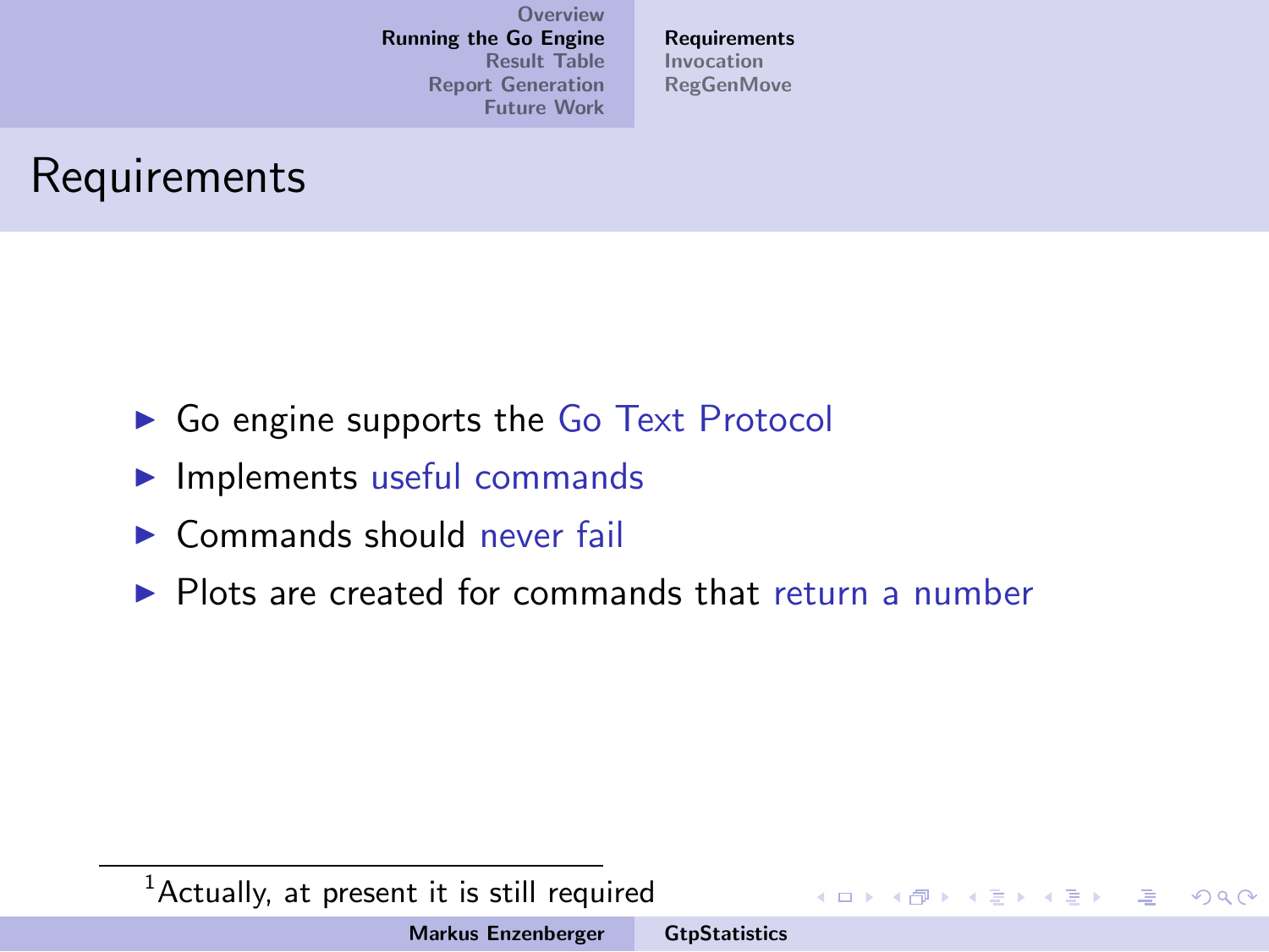# Requirements

- Go engine supports the Go Text Protocol
- Implements useful commands
- Commands should never fail
- Plots are created for commands that return a number

[1] Actually, at present it is still required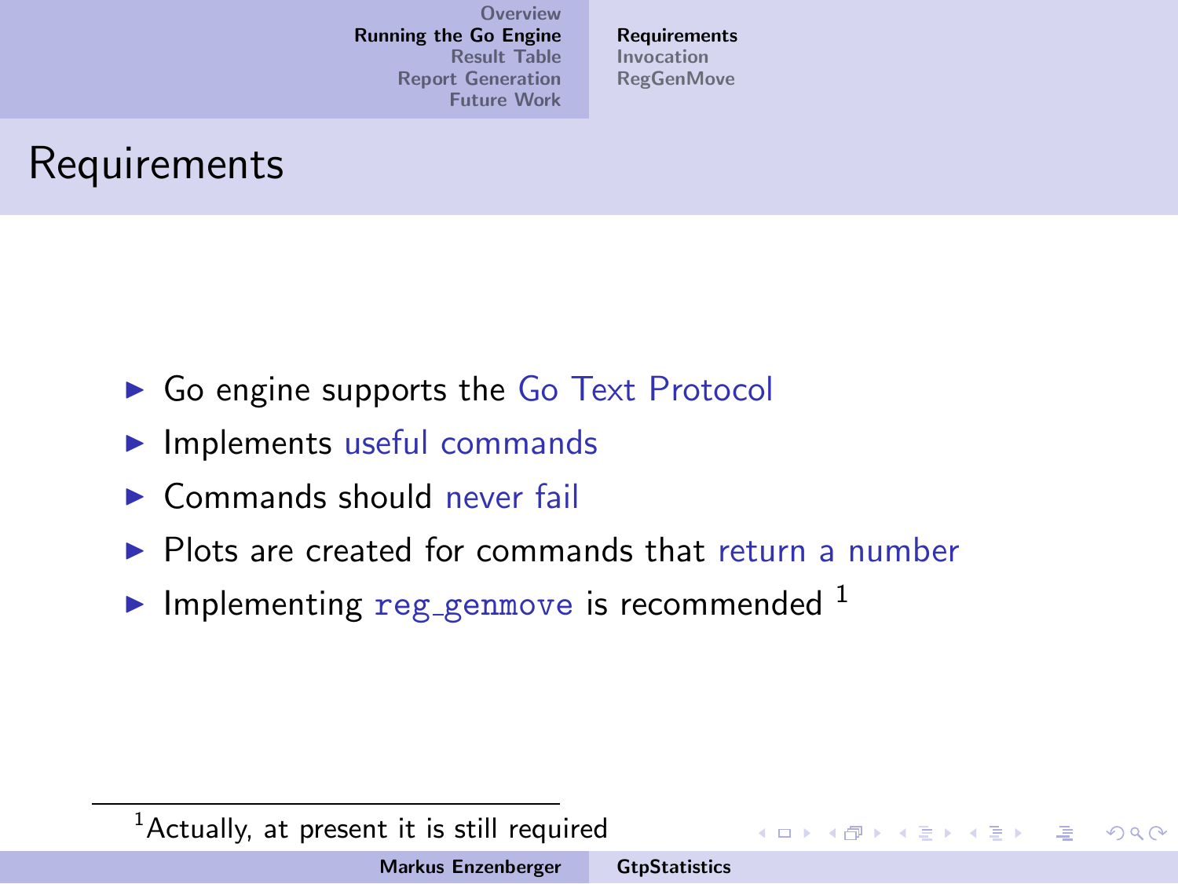# Requirements

- Go engine supports the Go Text Protocol
- Implements useful commands
- Commands should never fail
- Plots are created for commands that return a number
- Implementing `reg_genmove` is recommended [1]

[1] Actually, at present it is still required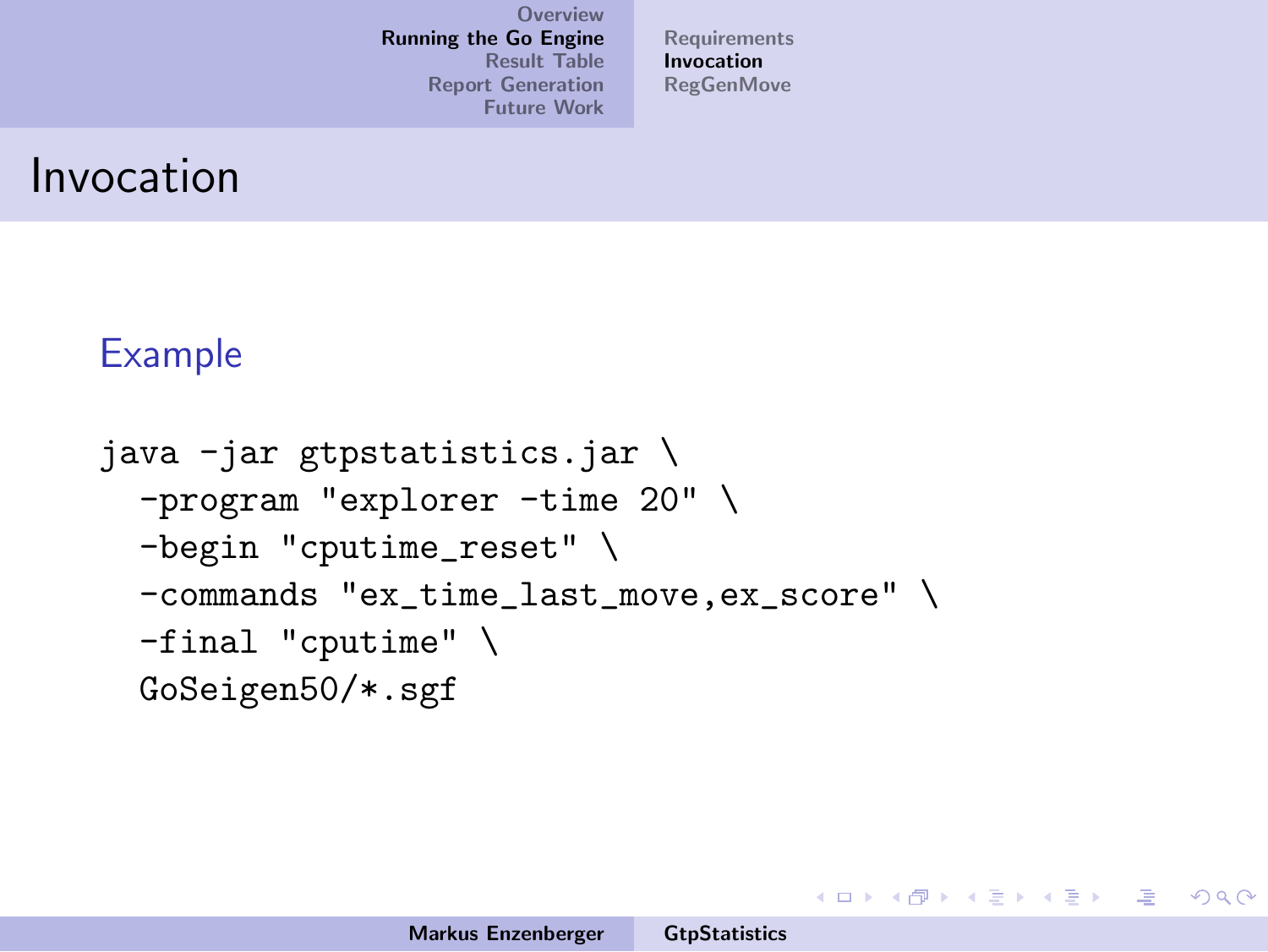# Invocation

### Example

```
java -jar gtpstatistics.jar \
  -program "explorer -time 20" \
  -begin "cputime_reset" \
  -commands "ex_time_last_move,ex_score" \
  -final "cputime" \
  GoSeigen50/*.sgf
```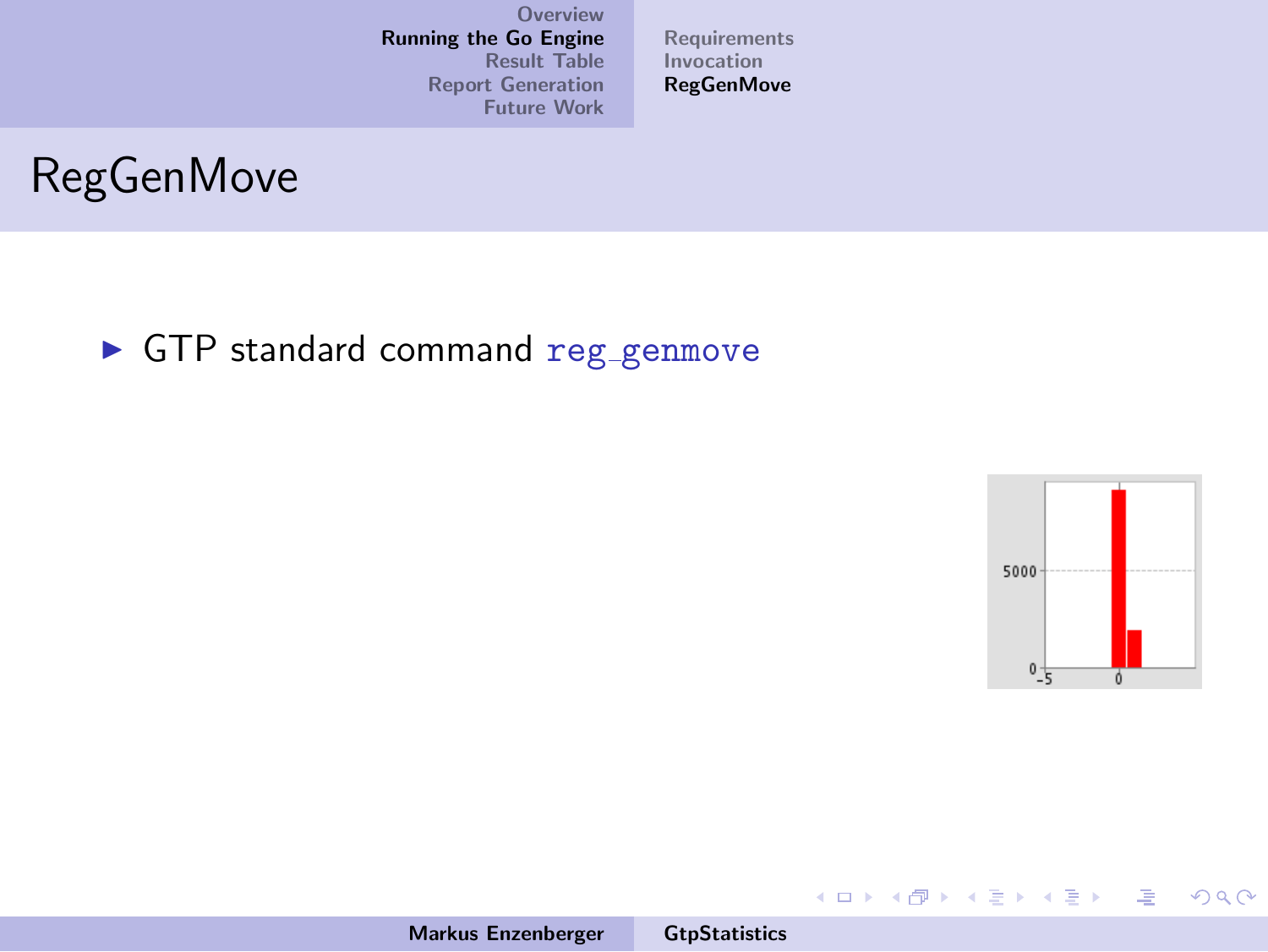# RegGenMove

- GTP standard command `reg_genmove`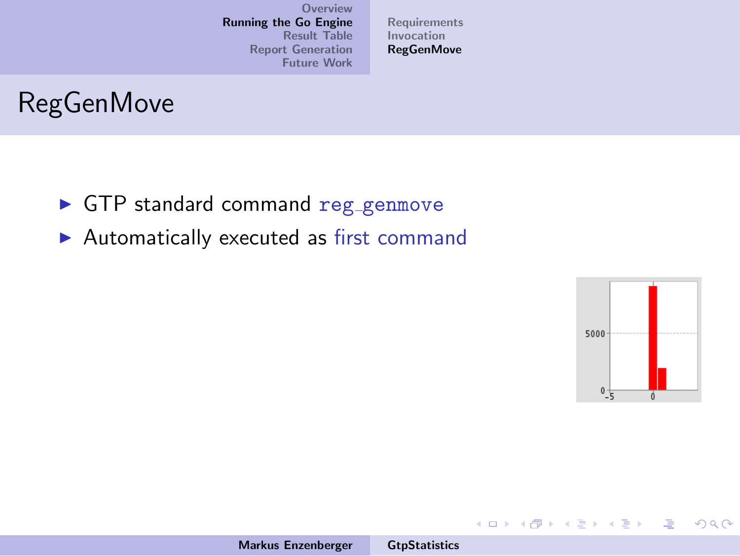## RegGenMove

- GTP standard command `reg_genmove`
- Automatically executed as first command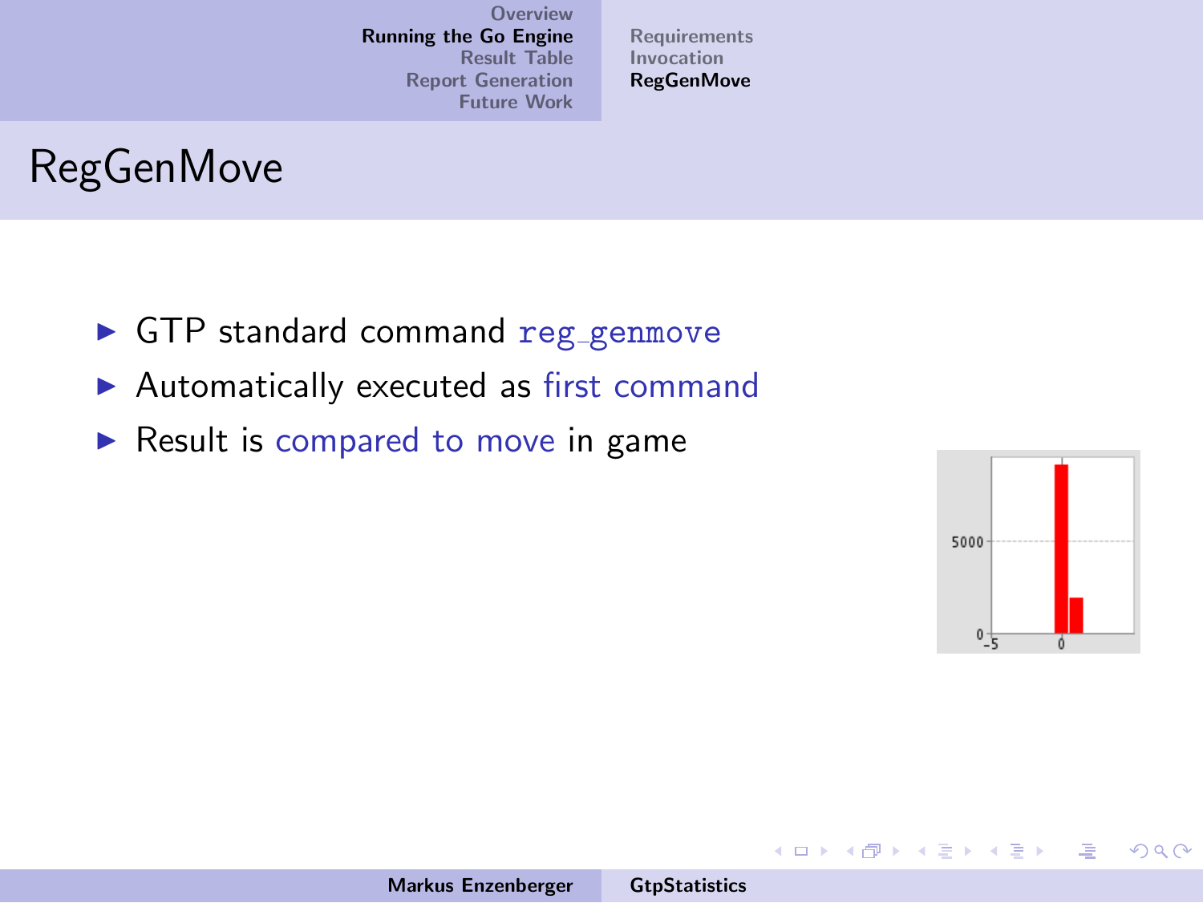# RegGenMove

- GTP standard command `reg_genmove`
- Automatically executed as first command
- Result is compared to move in game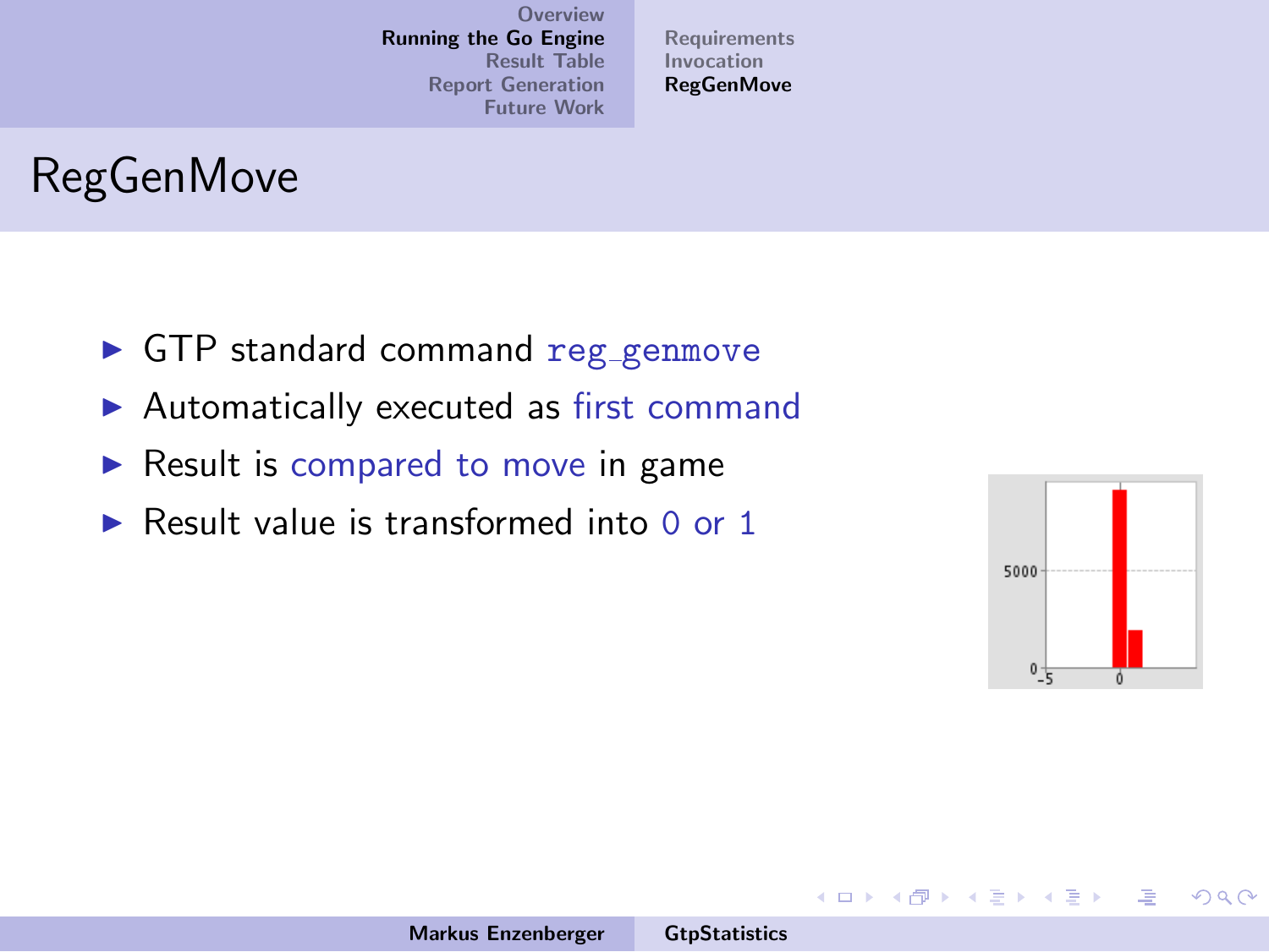# RegGenMove

- GTP standard command `reg_genmove`
- Automatically executed as first command
- Result is compared to move in game
- Result value is transformed into 0 or 1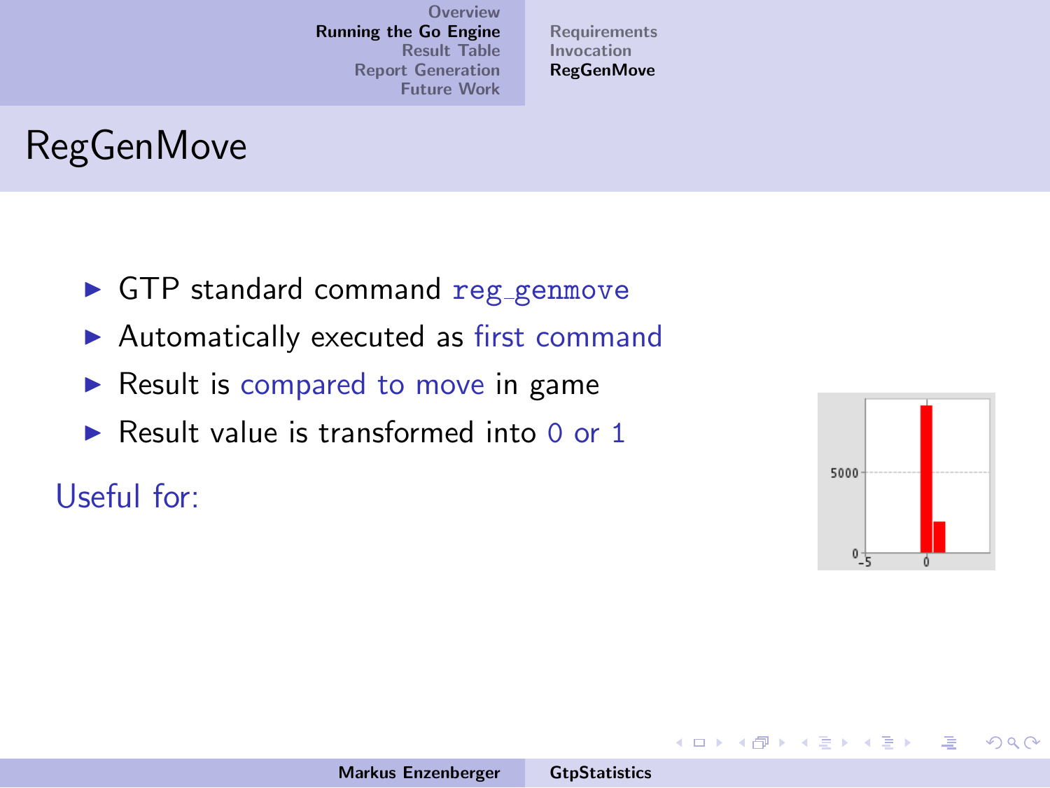# RegGenMove

- GTP standard command `reg_genmove`
- Automatically executed as first command
- Result is compared to move in game
- Result value is transformed into 0 or 1

Useful for: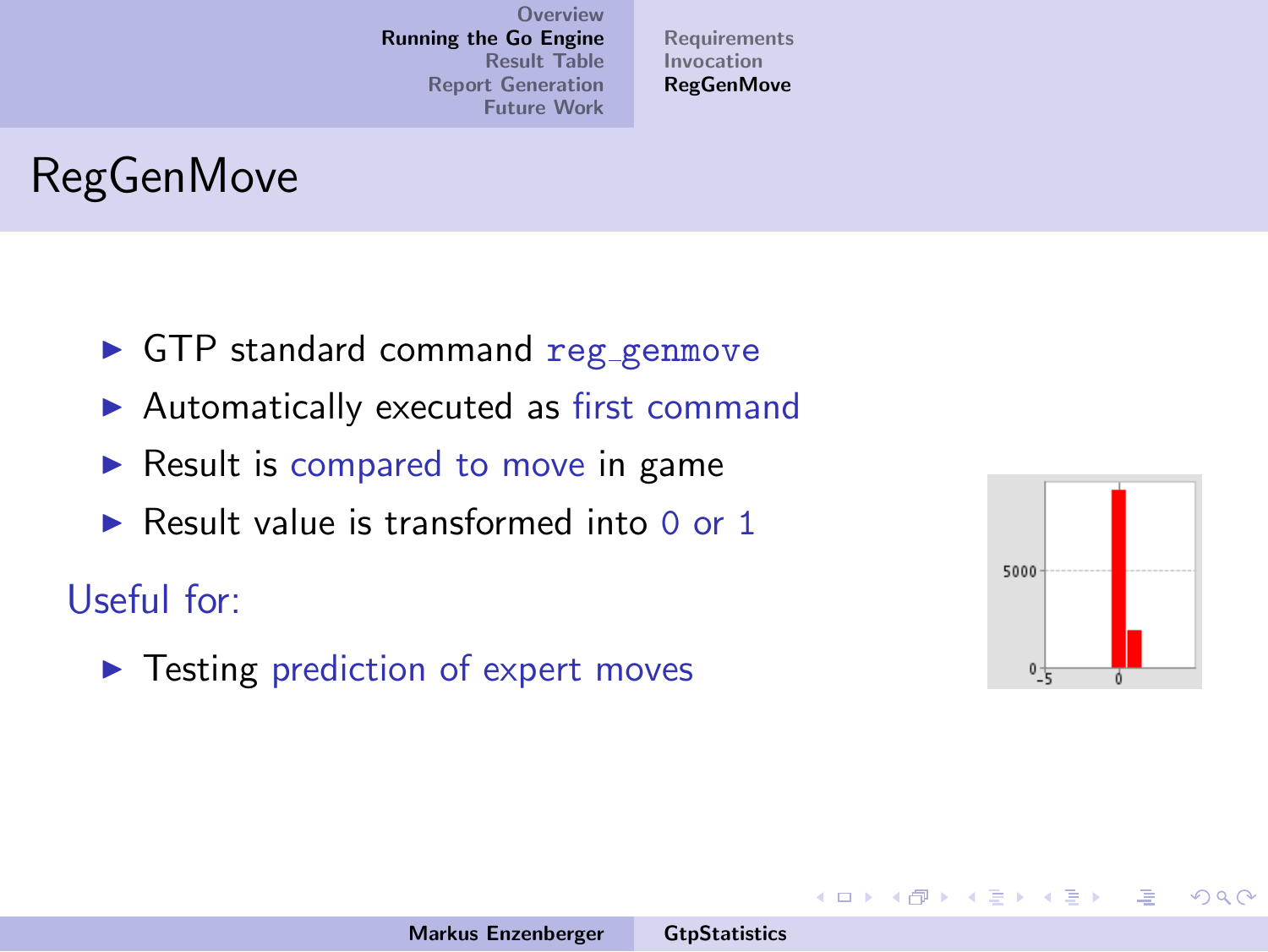# RegGenMove

- GTP standard command `reg_genmove`
- Automatically executed as first command
- Result is compared to move in game
- Result value is transformed into 0 or 1

Useful for:

- Testing prediction of expert moves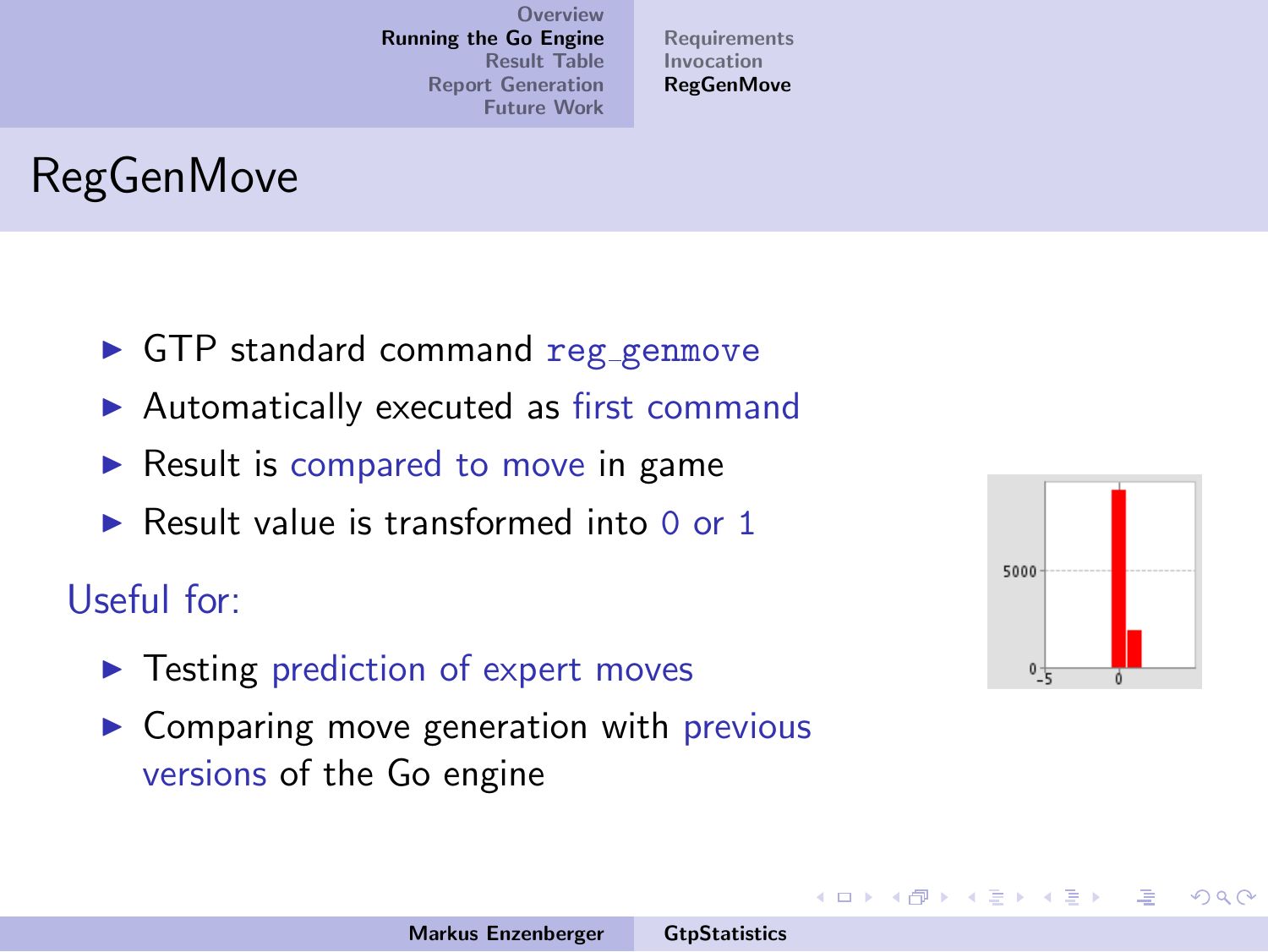# RegGenMove

- GTP standard command `reg_genmove`
- Automatically executed as first command
- Result is compared to move in game
- Result value is transformed into 0 or 1

Useful for:

- Testing prediction of expert moves
- Comparing move generation with previous versions of the Go engine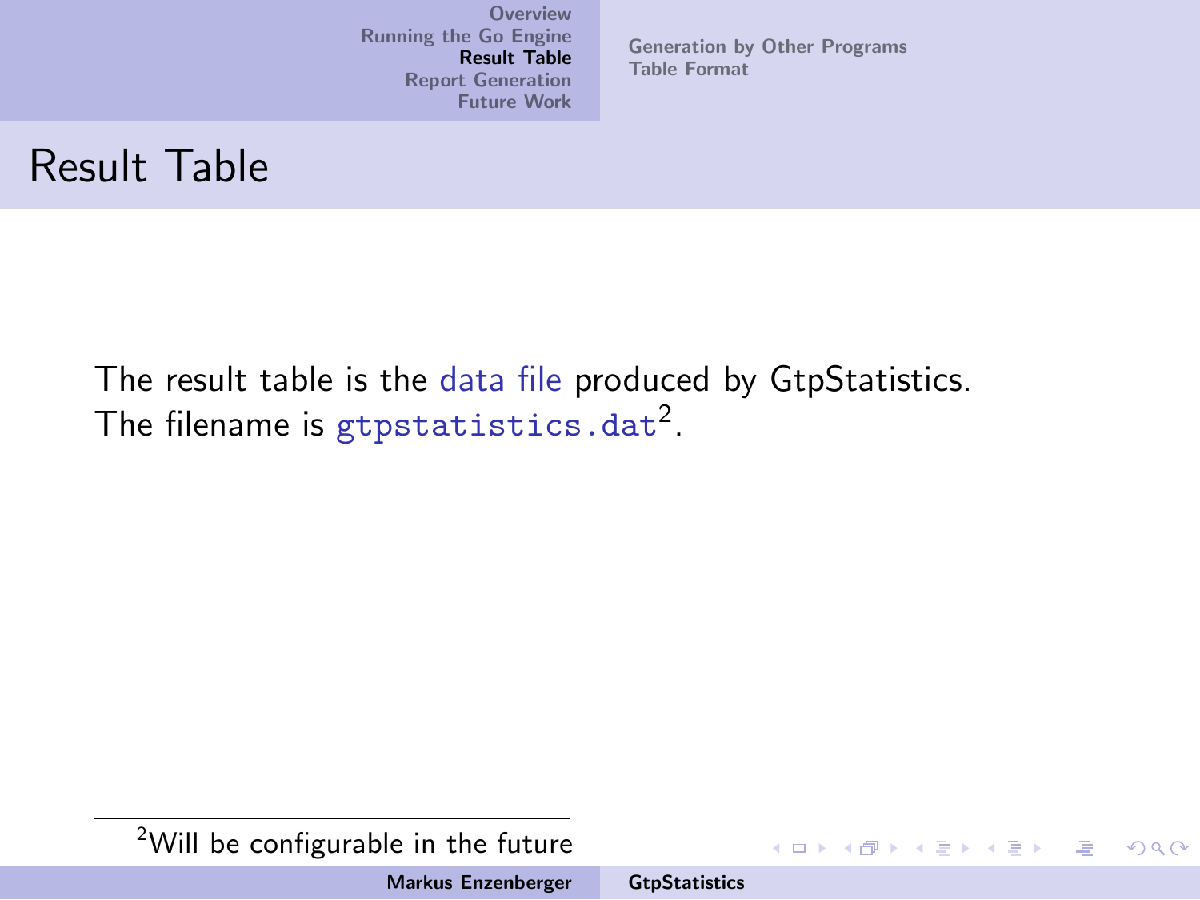# Result Table

The result table is the data file produced by GtpStatistics.
The filename is `gtpstatistics.dat`[2].

[2] Will be configurable in the future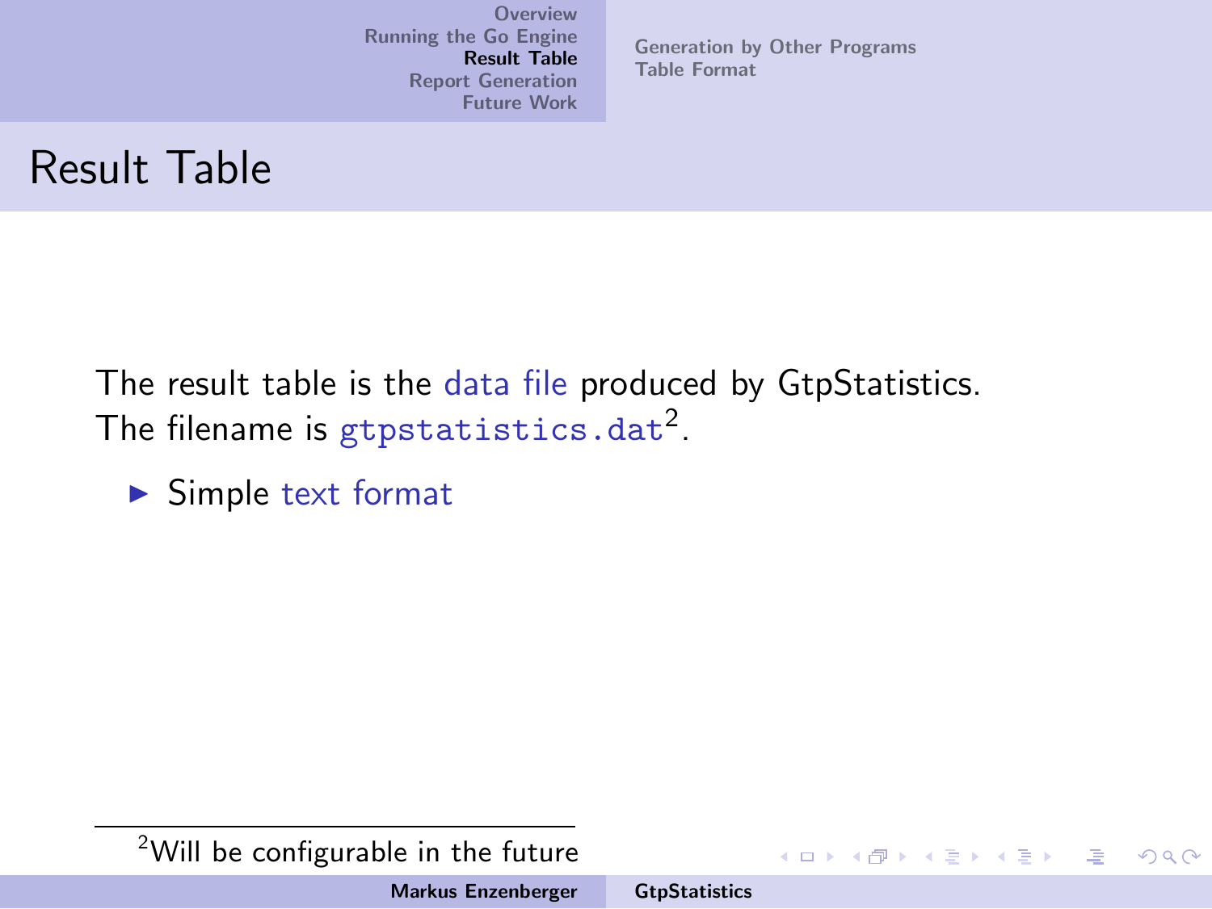# Result Table

The result table is the data file produced by GtpStatistics.
The filename is `gtpstatistics.dat`[2].

- Simple text format

[2] Will be configurable in the future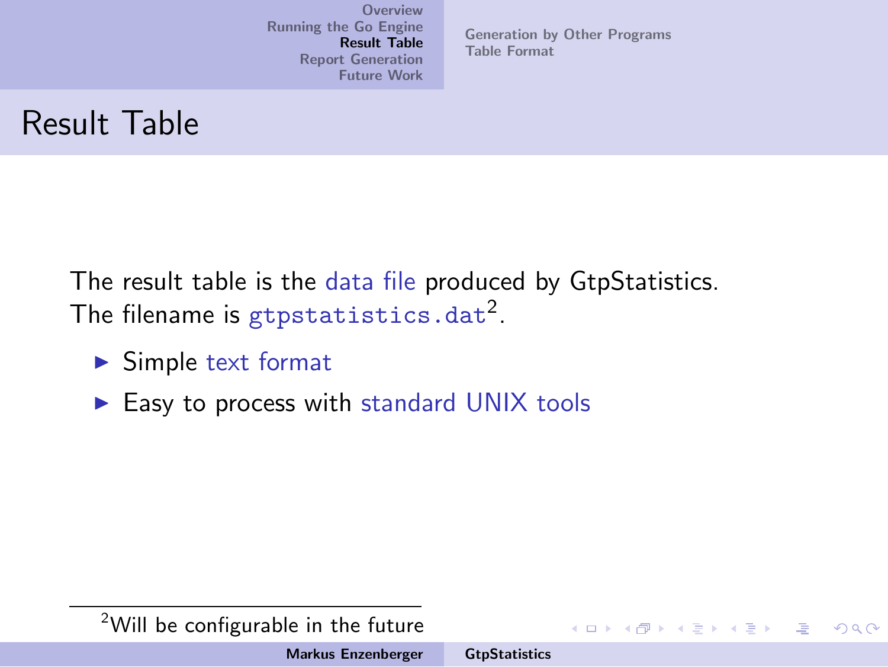# Result Table

The result table is the data file produced by GtpStatistics.
The filename is `gtpstatistics.dat`[2].

- Simple text format
- Easy to process with standard UNIX tools

[2] Will be configurable in the future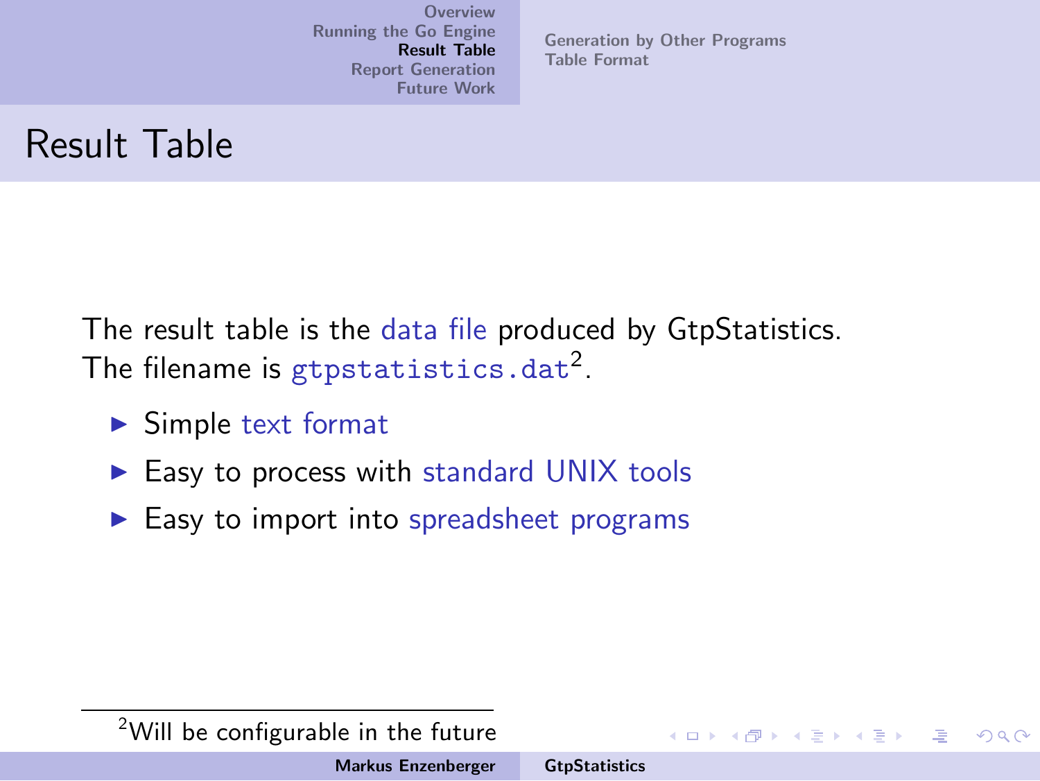# Result Table

The result table is the data file produced by GtpStatistics.
The filename is `gtpstatistics.dat`[2].

- Simple text format
- Easy to process with standard UNIX tools
- Easy to import into spreadsheet programs

[2] Will be configurable in the future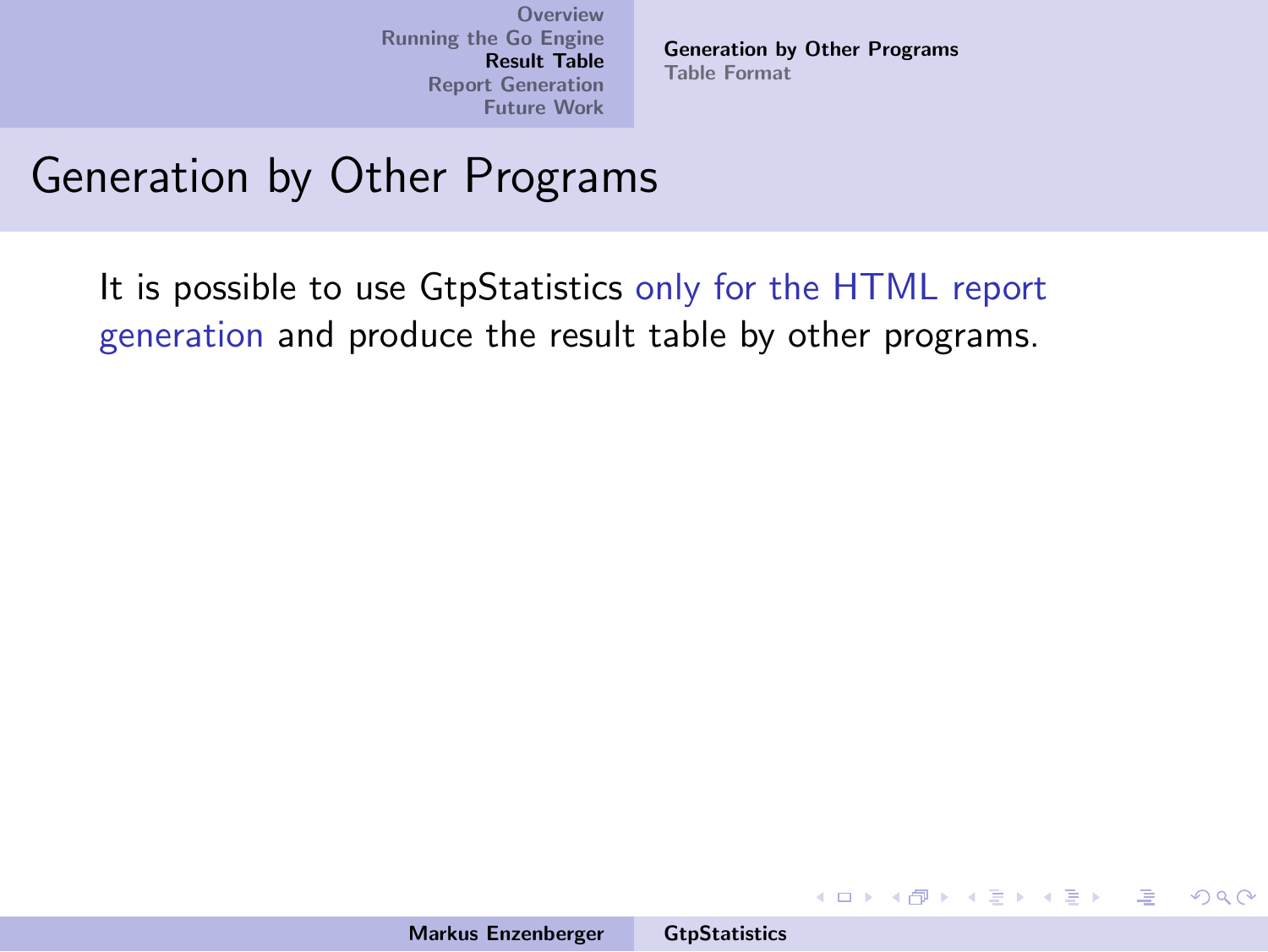# Generation by Other Programs

It is possible to use GtpStatistics only for the HTML report generation and produce the result table by other programs.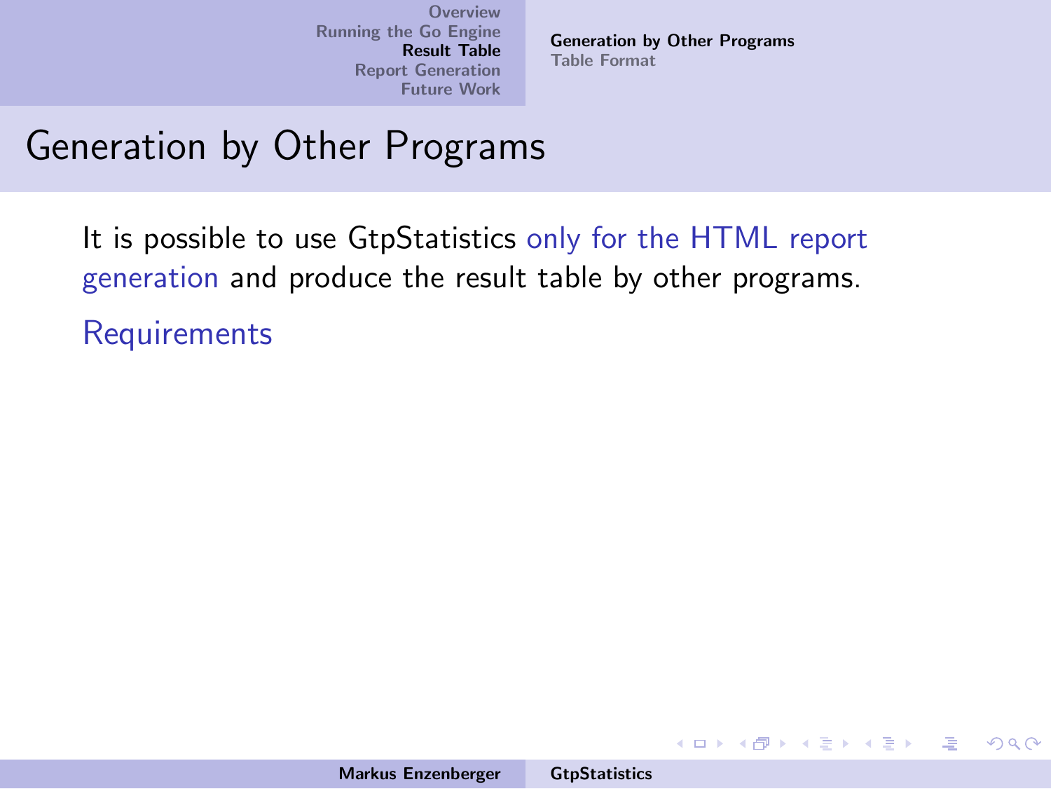# Generation by Other Programs

It is possible to use GtpStatistics only for the HTML report generation and produce the result table by other programs.

Requirements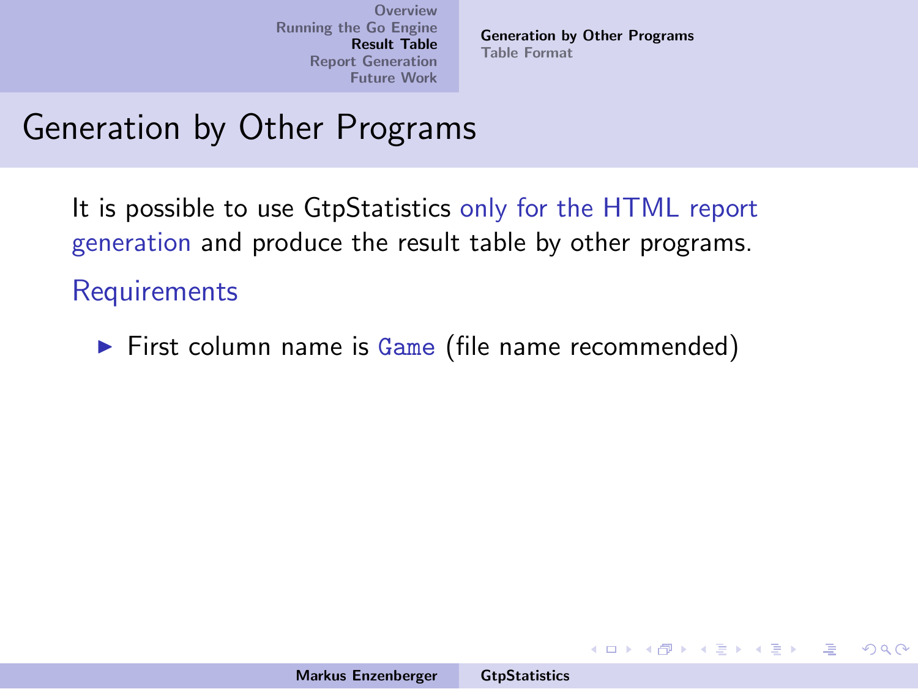# Generation by Other Programs

It is possible to use GtpStatistics only for the HTML report generation and produce the result table by other programs.

## Requirements

- First column name is `Game` (file name recommended)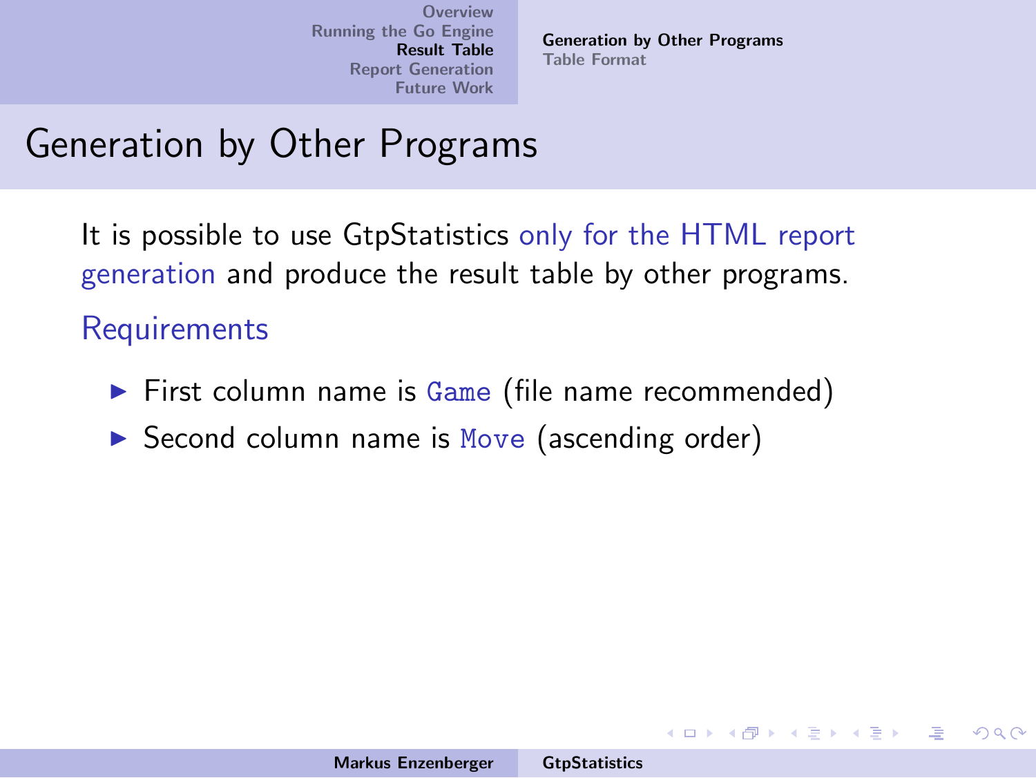# Generation by Other Programs

It is possible to use GtpStatistics only for the HTML report generation and produce the result table by other programs.

## Requirements

- First column name is `Game` (file name recommended)
- Second column name is `Move` (ascending order)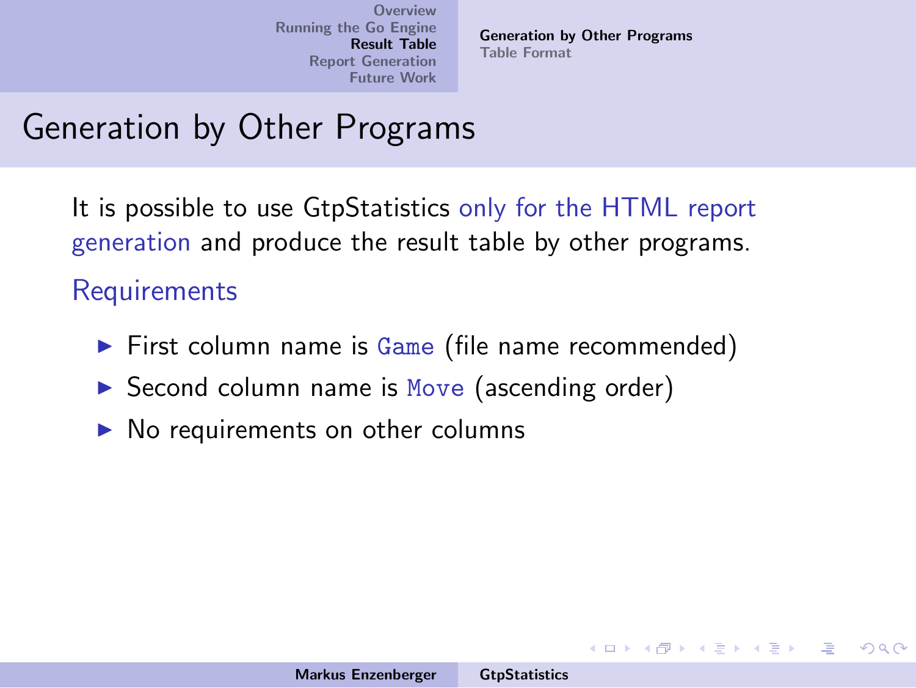# Generation by Other Programs

It is possible to use GtpStatistics only for the HTML report generation and produce the result table by other programs.

### Requirements

- First column name is `Game` (file name recommended)
- Second column name is `Move` (ascending order)
- No requirements on other columns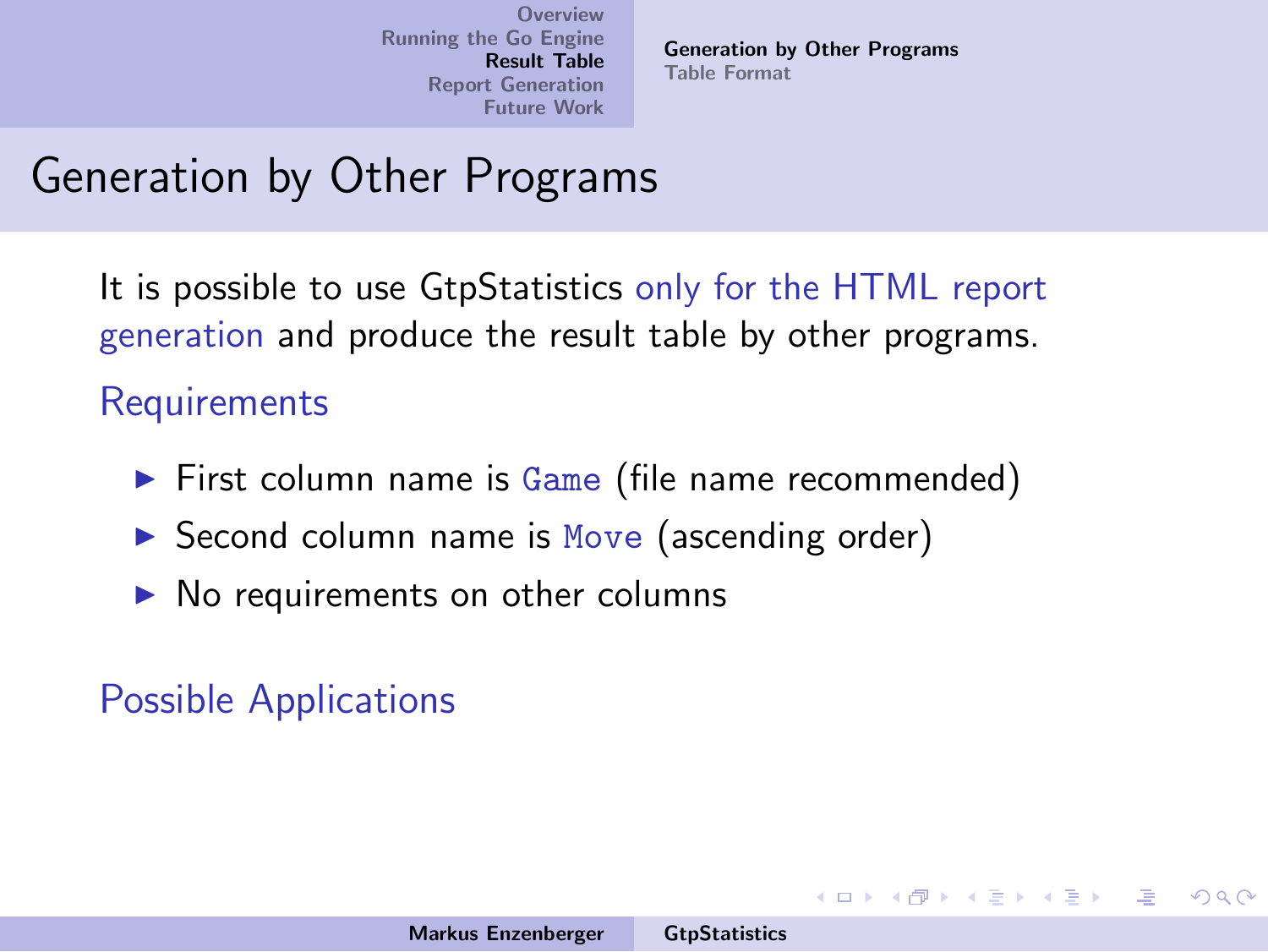# Generation by Other Programs

It is possible to use GtpStatistics only for the HTML report generation and produce the result table by other programs.

## Requirements

- First column name is `Game` (file name recommended)
- Second column name is `Move` (ascending order)
- No requirements on other columns

## Possible Applications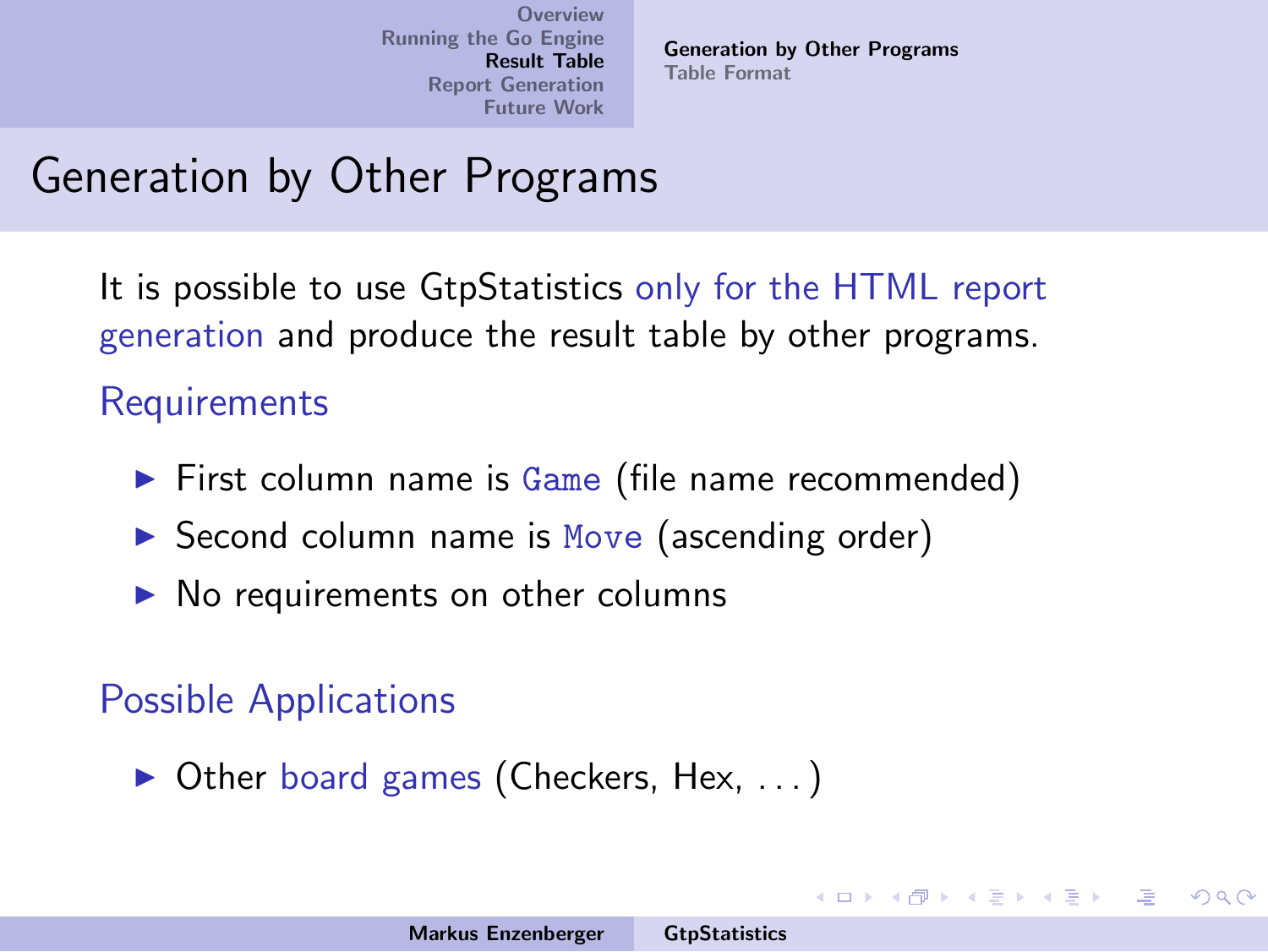# Generation by Other Programs

It is possible to use GtpStatistics only for the HTML report generation and produce the result table by other programs.

## Requirements

- First column name is `Game` (file name recommended)
- Second column name is `Move` (ascending order)
- No requirements on other columns

## Possible Applications

- Other board games (Checkers, Hex, ...)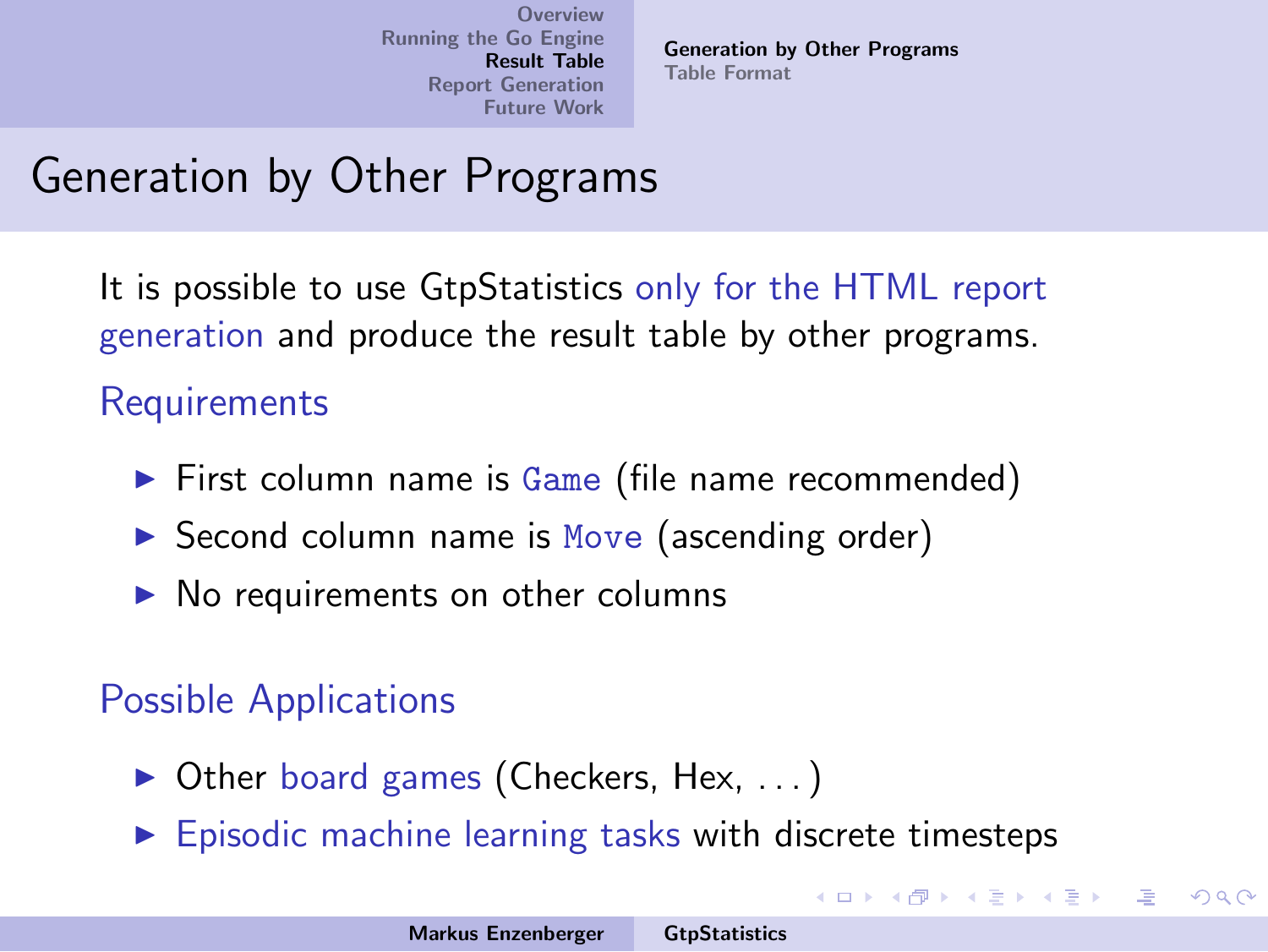# Generation by Other Programs

It is possible to use GtpStatistics only for the HTML report generation and produce the result table by other programs.

## Requirements

- First column name is `Game` (file name recommended)
- Second column name is `Move` (ascending order)
- No requirements on other columns

## Possible Applications

- Other board games (Checkers, Hex, . . . )
- Episodic machine learning tasks with discrete timesteps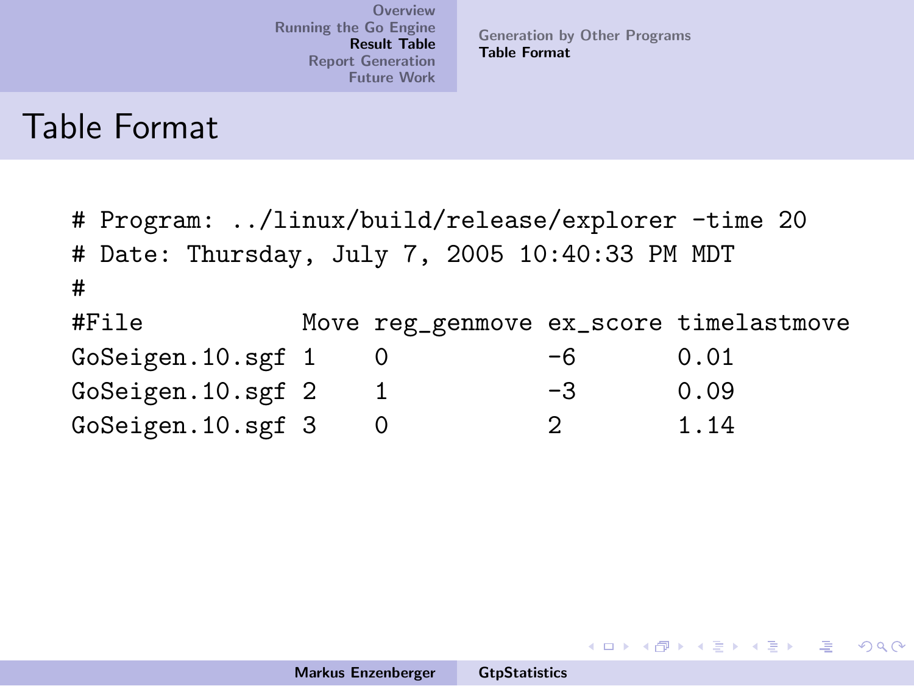## Table Format

```
# Program: ../linux/build/release/explorer -time 20
# Date: Thursday, July 7, 2005 10:40:33 PM MDT
#
#File            Move reg_genmove ex_score timelastmove
GoSeigen.10.sgf 1    0           -6       0.01
GoSeigen.10.sgf 2    1           -3       0.09
GoSeigen.10.sgf 3    0           2        1.14
```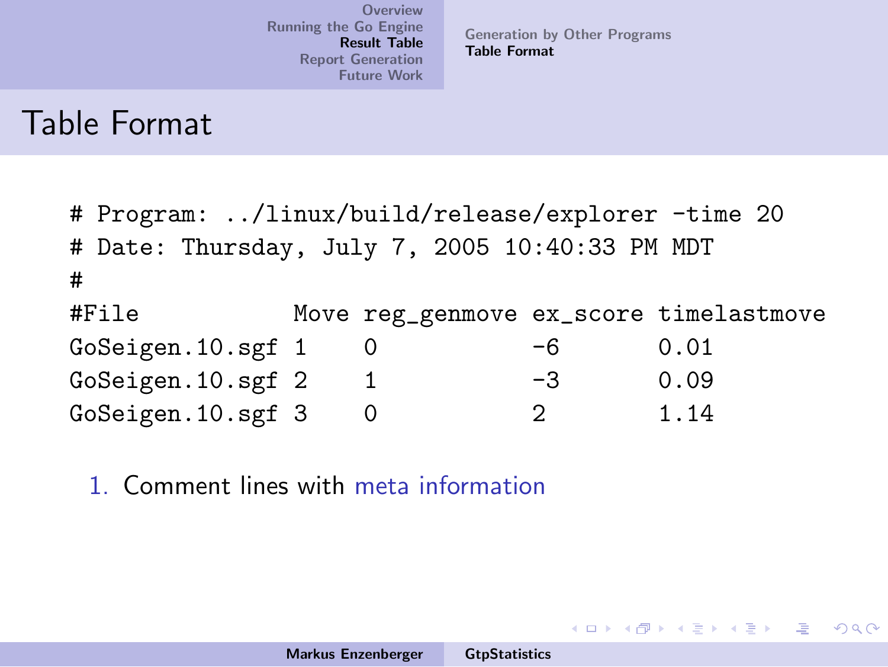# Table Format

```
# Program: ../linux/build/release/explorer -time 20
# Date: Thursday, July 7, 2005 10:40:33 PM MDT
#
#File            Move reg_genmove ex_score timelastmove
GoSeigen.10.sgf 1    0           -6       0.01
GoSeigen.10.sgf 2    1           -3       0.09
GoSeigen.10.sgf 3    0           2        1.14
```

1. Comment lines with meta information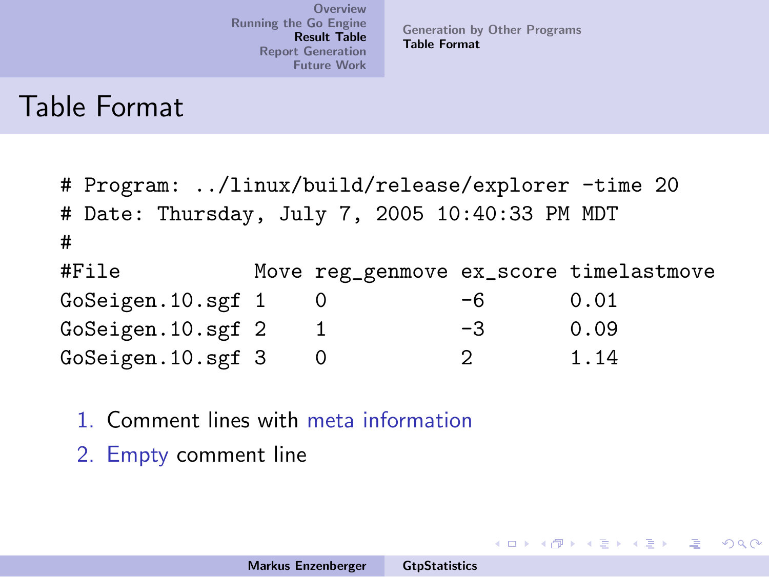# Table Format

```
# Program: ../linux/build/release/explorer -time 20
# Date: Thursday, July 7, 2005 10:40:33 PM MDT
#
#File           Move reg_genmove ex_score timelastmove
GoSeigen.10.sgf 1    0           -6       0.01
GoSeigen.10.sgf 2    1           -3       0.09
GoSeigen.10.sgf 3    0           2        1.14
```

1. Comment lines with meta information
2. Empty comment line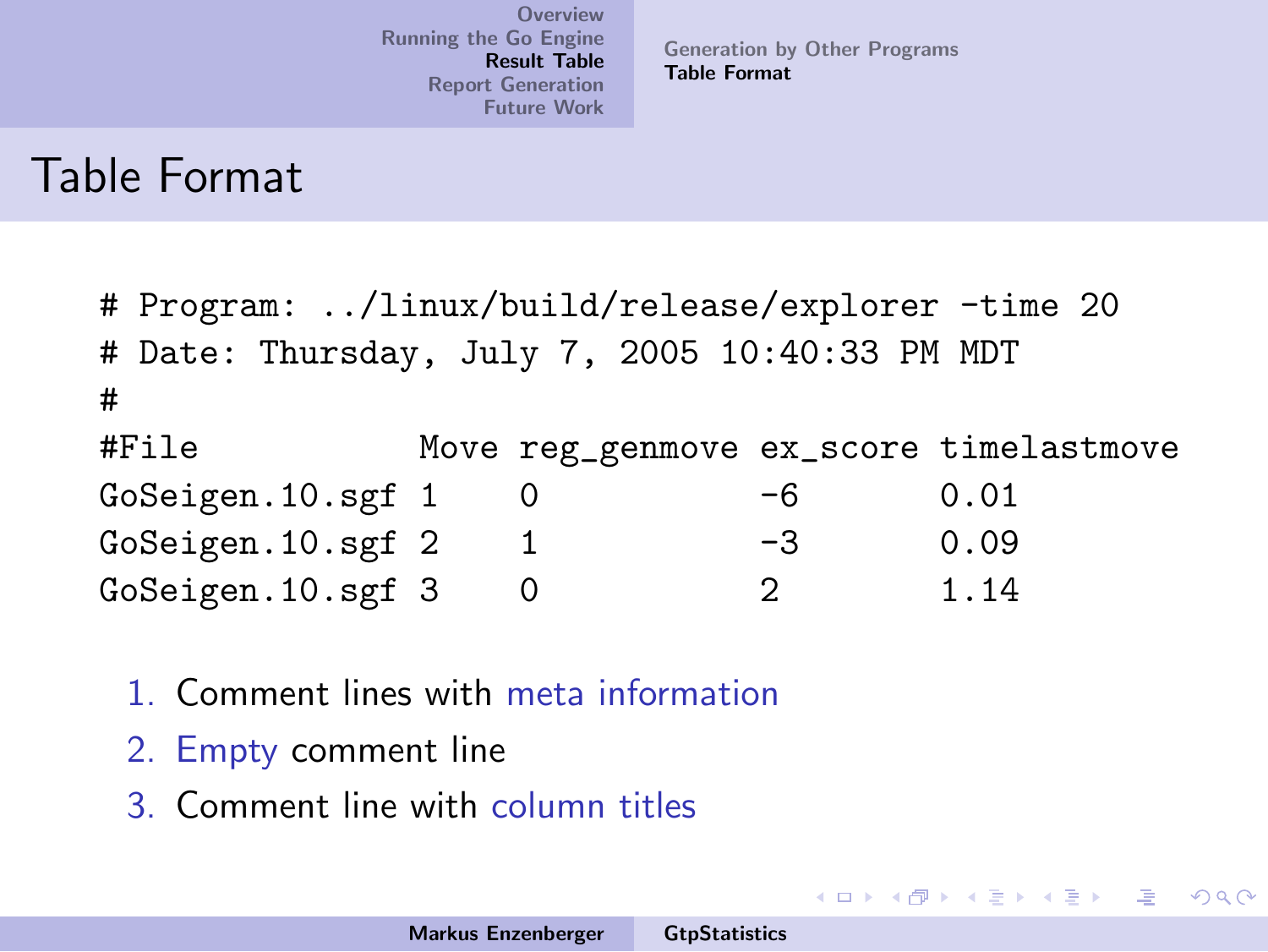# Table Format

```
# Program: ../linux/build/release/explorer -time 20
# Date: Thursday, July 7, 2005 10:40:33 PM MDT
#
#File            Move reg_genmove ex_score timelastmove
GoSeigen.10.sgf 1    0           -6       0.01
GoSeigen.10.sgf 2    1           -3       0.09
GoSeigen.10.sgf 3    0           2        1.14
```

1. Comment lines with meta information
2. Empty comment line
3. Comment line with column titles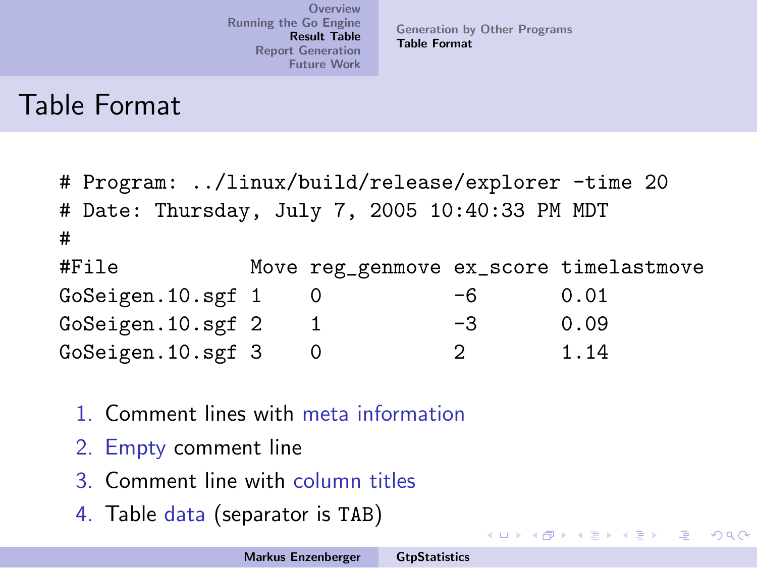# Table Format

```
# Program: ../linux/build/release/explorer -time 20
# Date: Thursday, July 7, 2005 10:40:33 PM MDT
#
#File            Move reg_genmove ex_score timelastmove
GoSeigen.10.sgf 1    0           -6       0.01
GoSeigen.10.sgf 2    1           -3       0.09
GoSeigen.10.sgf 3    0           2        1.14
```

1. Comment lines with meta information
2. Empty comment line
3. Comment line with column titles
4. Table data (separator is TAB)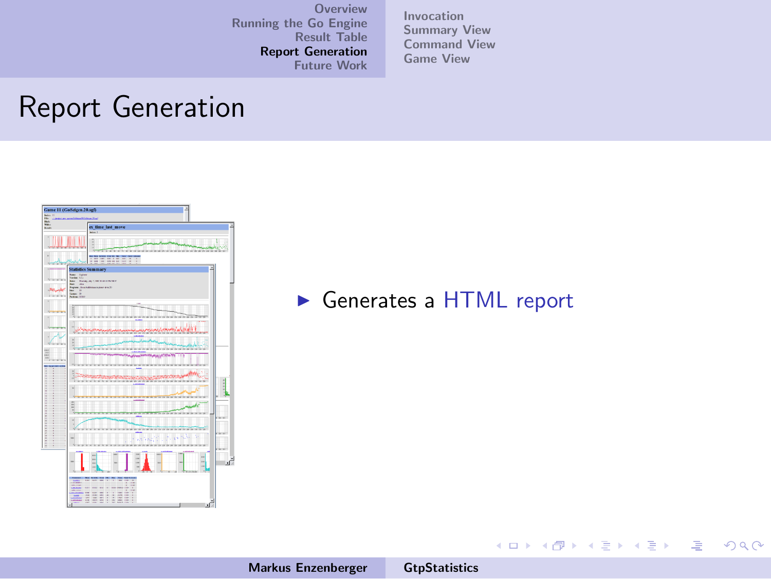# Report Generation

- Generates a HTML report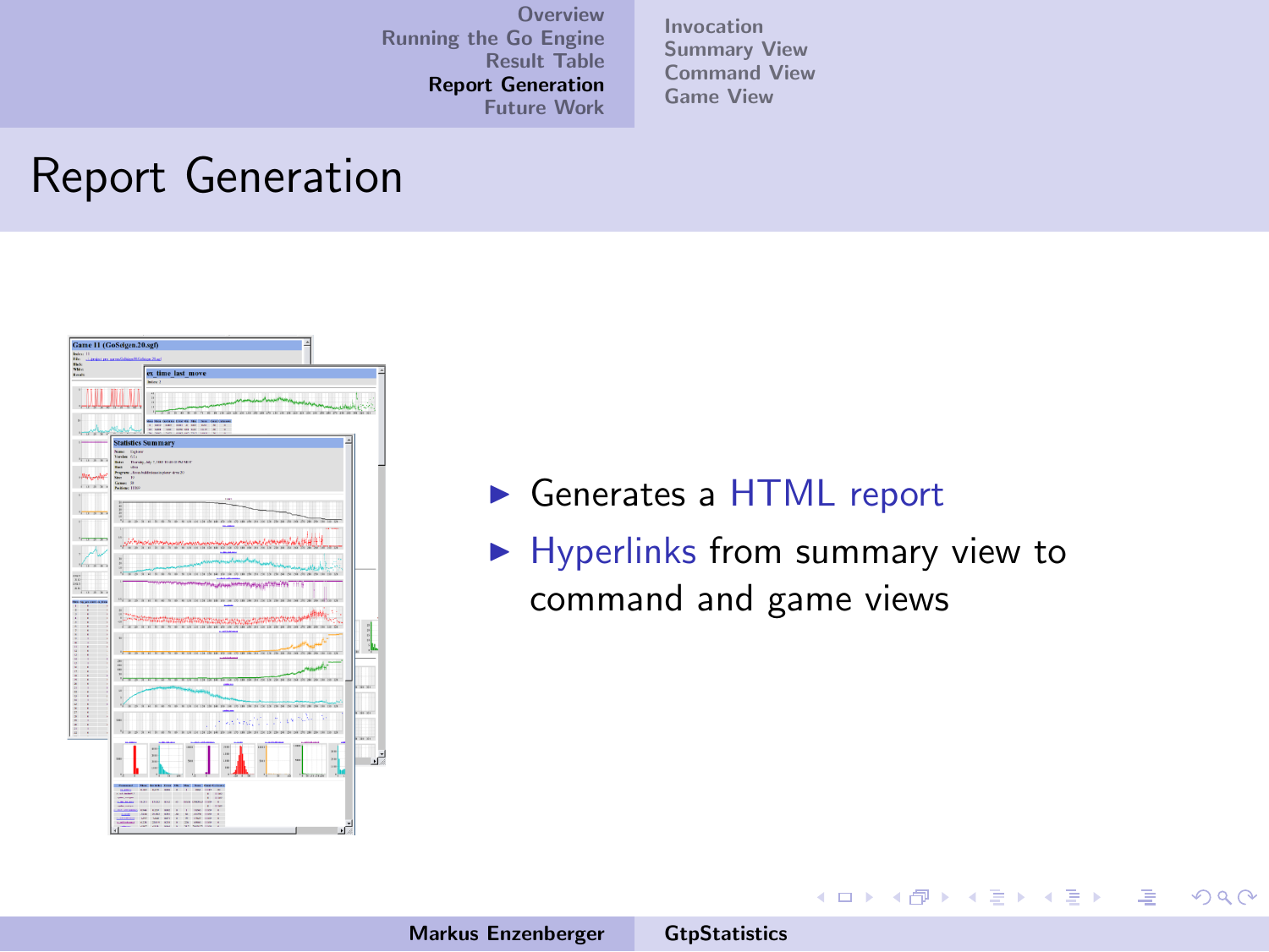# Report Generation

- Generates a HTML report
- Hyperlinks from summary view to command and game views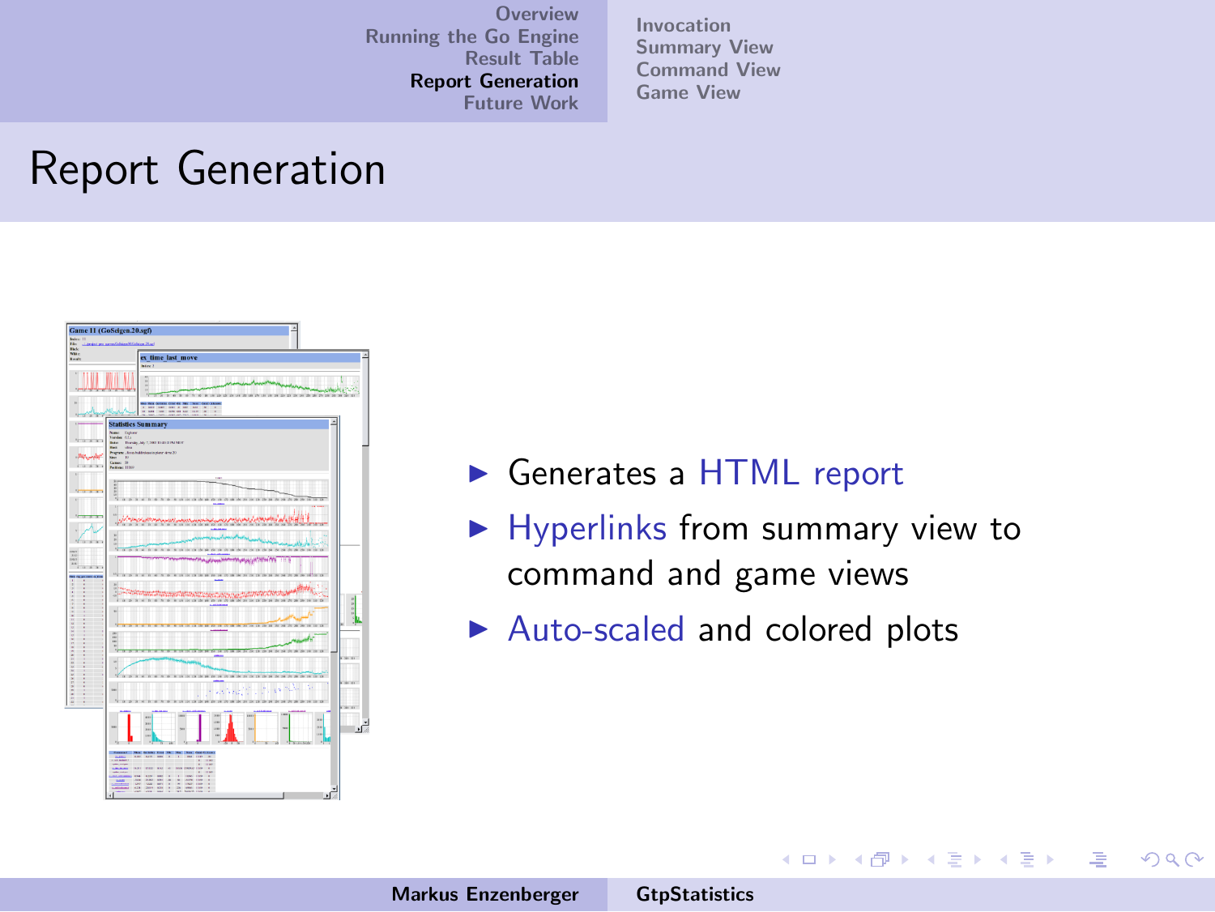# Report Generation

- Generates a HTML report
- Hyperlinks from summary view to command and game views
- Auto-scaled and colored plots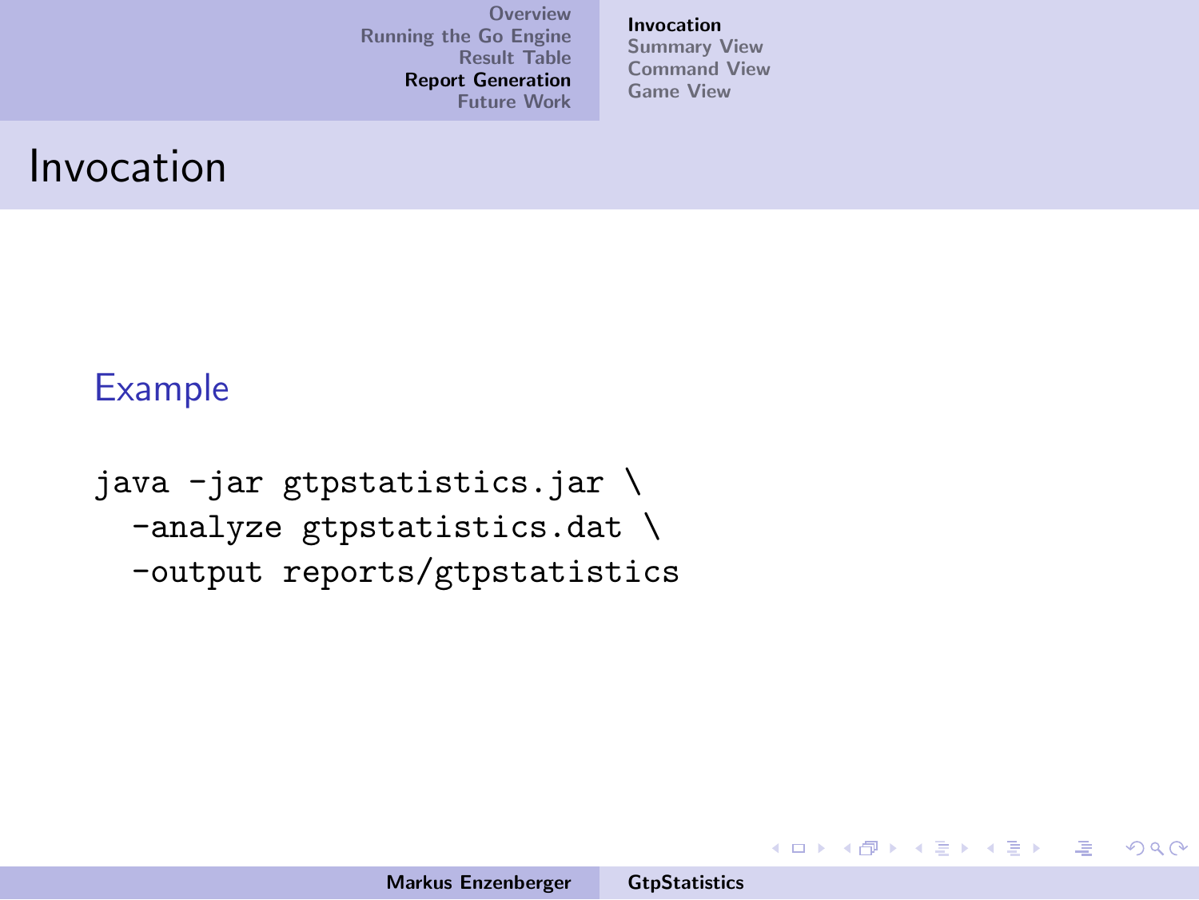# Invocation

### Example

```
java -jar gtpstatistics.jar \
  -analyze gtpstatistics.dat \
  -output reports/gtpstatistics
```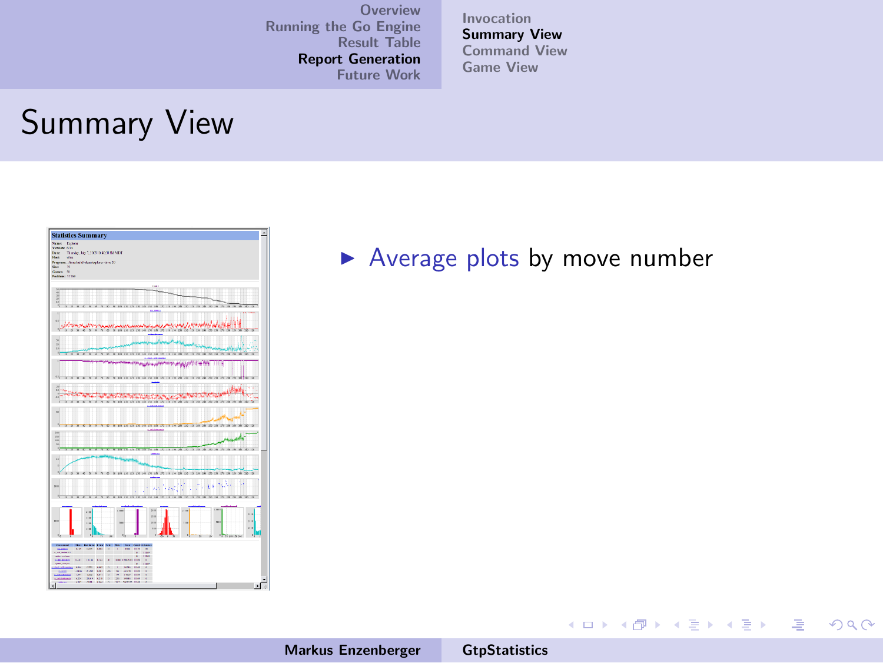# Summary View

- Average plots by move number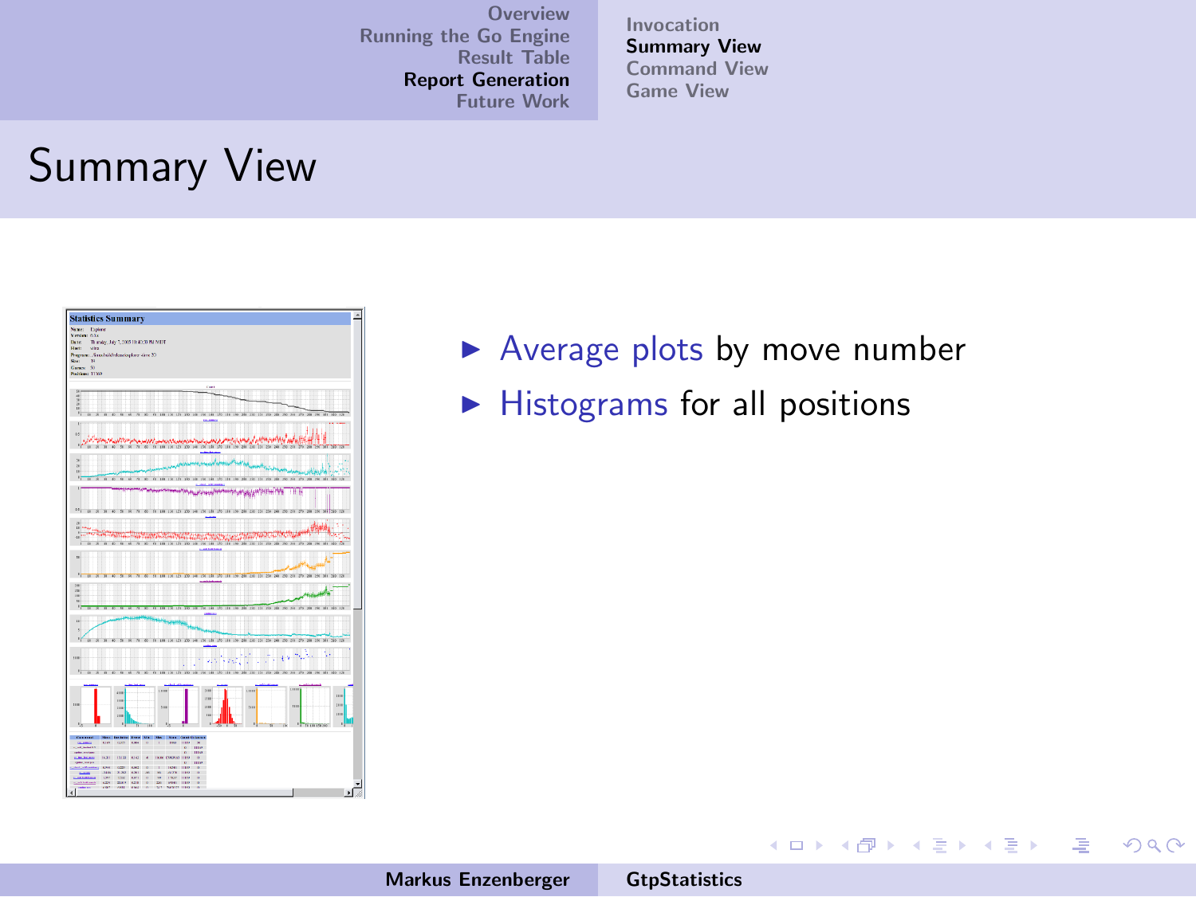# Summary View

- Average plots by move number
- Histograms for all positions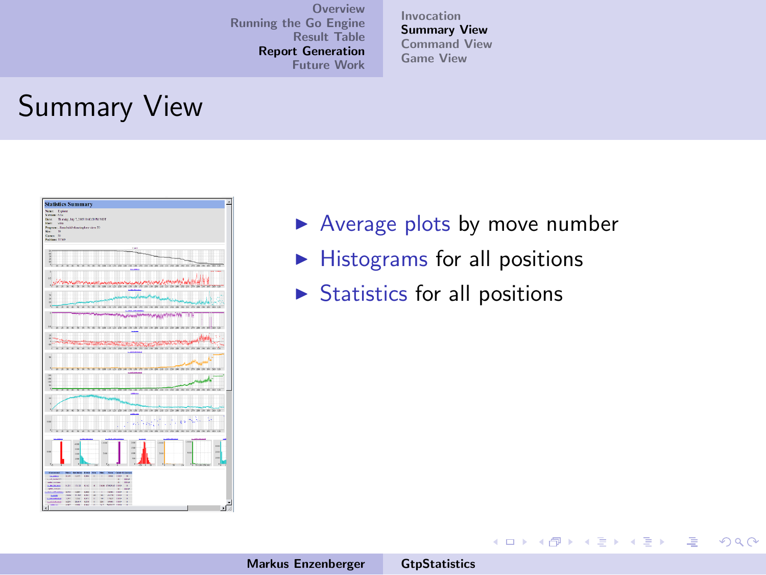# Summary View

- Average plots by move number
- Histograms for all positions
- Statistics for all positions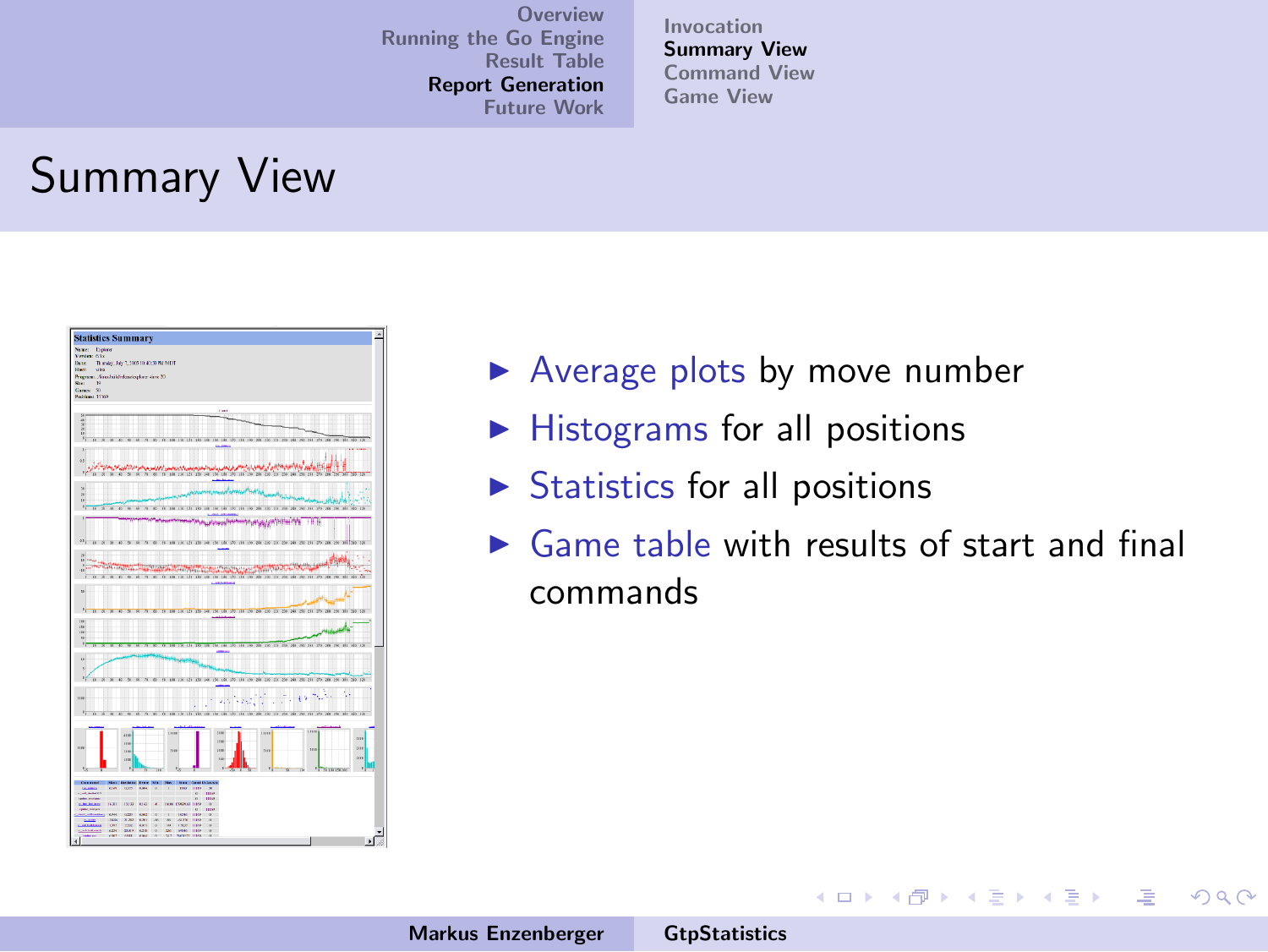# Summary View

- Average plots by move number
- Histograms for all positions
- Statistics for all positions
- Game table with results of start and final commands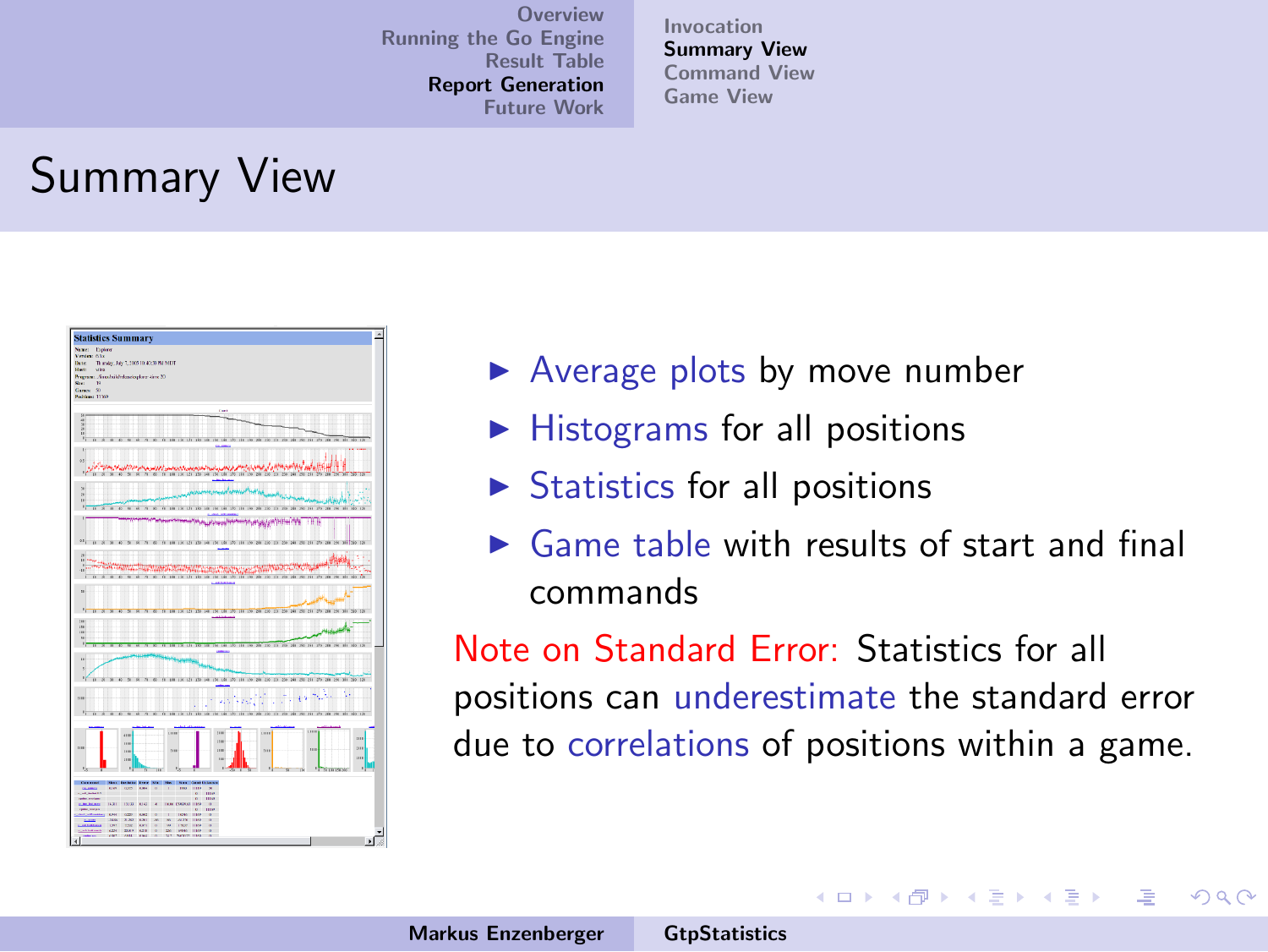# Summary View

- Average plots by move number
- Histograms for all positions
- Statistics for all positions
- Game table with results of start and final commands

Note on Standard Error: Statistics for all positions can underestimate the standard error due to correlations of positions within a game.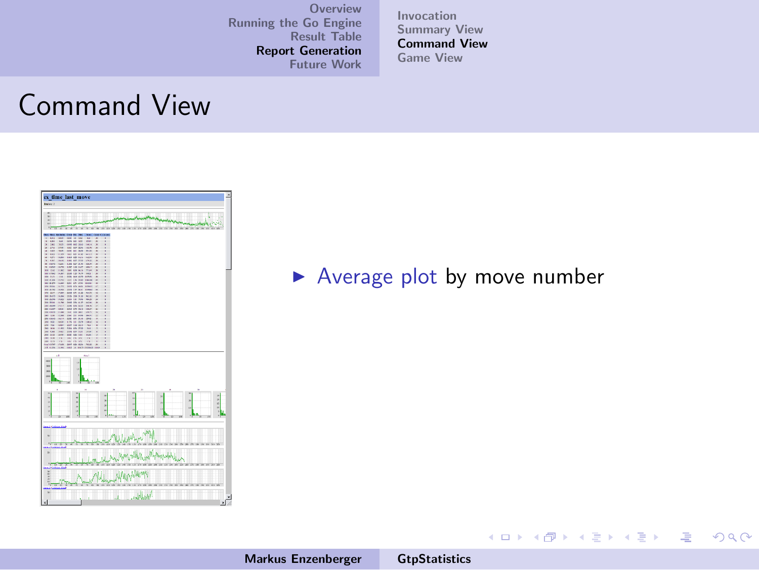# Command View

- Average plot by move number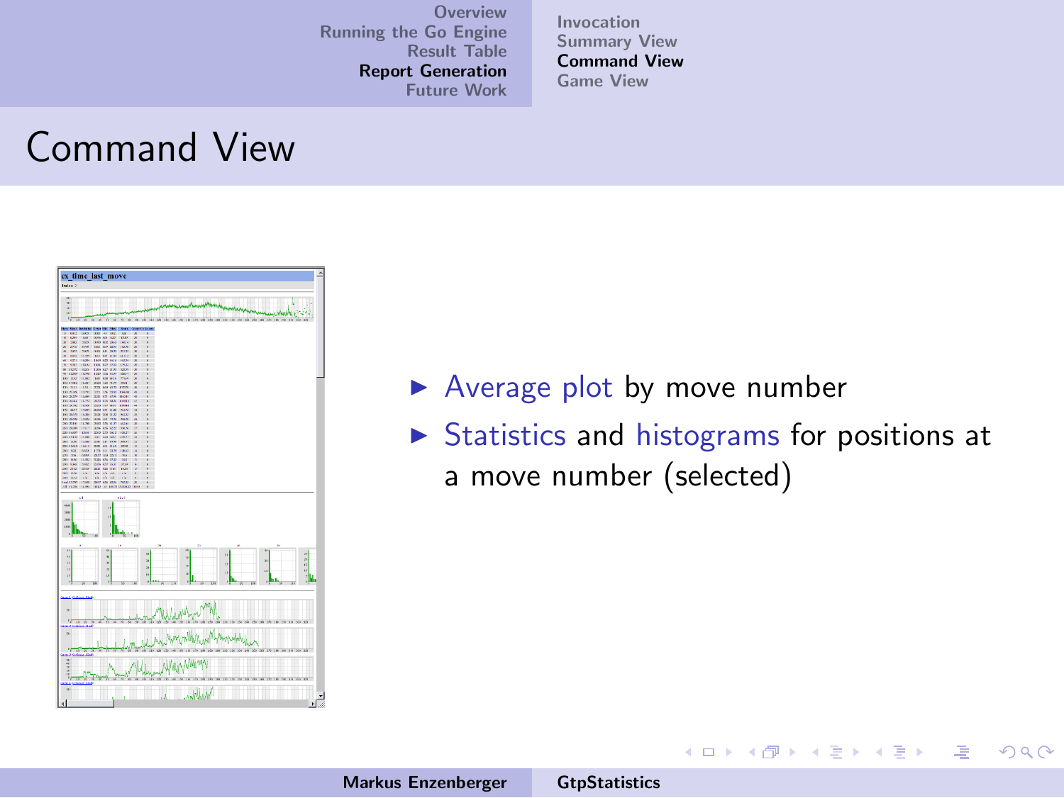# Command View

- Average plot by move number
- Statistics and histograms for positions at a move number (selected)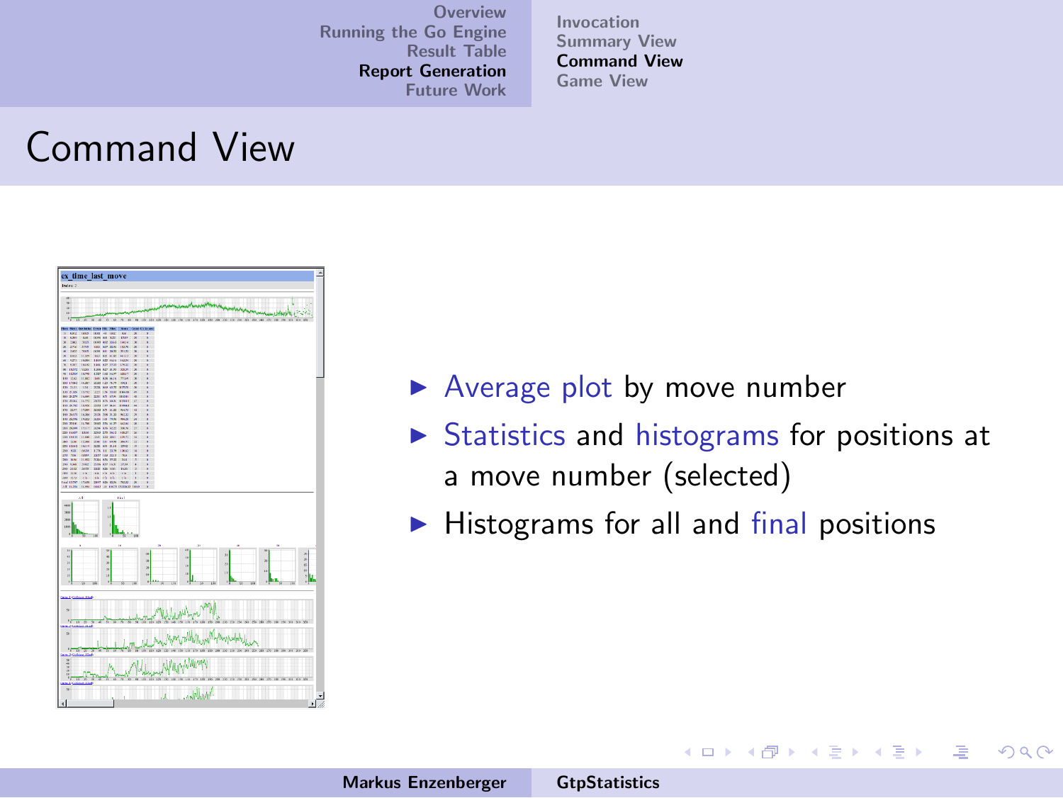# Command View

- Average plot by move number
- Statistics and histograms for positions at a move number (selected)
- Histograms for all and final positions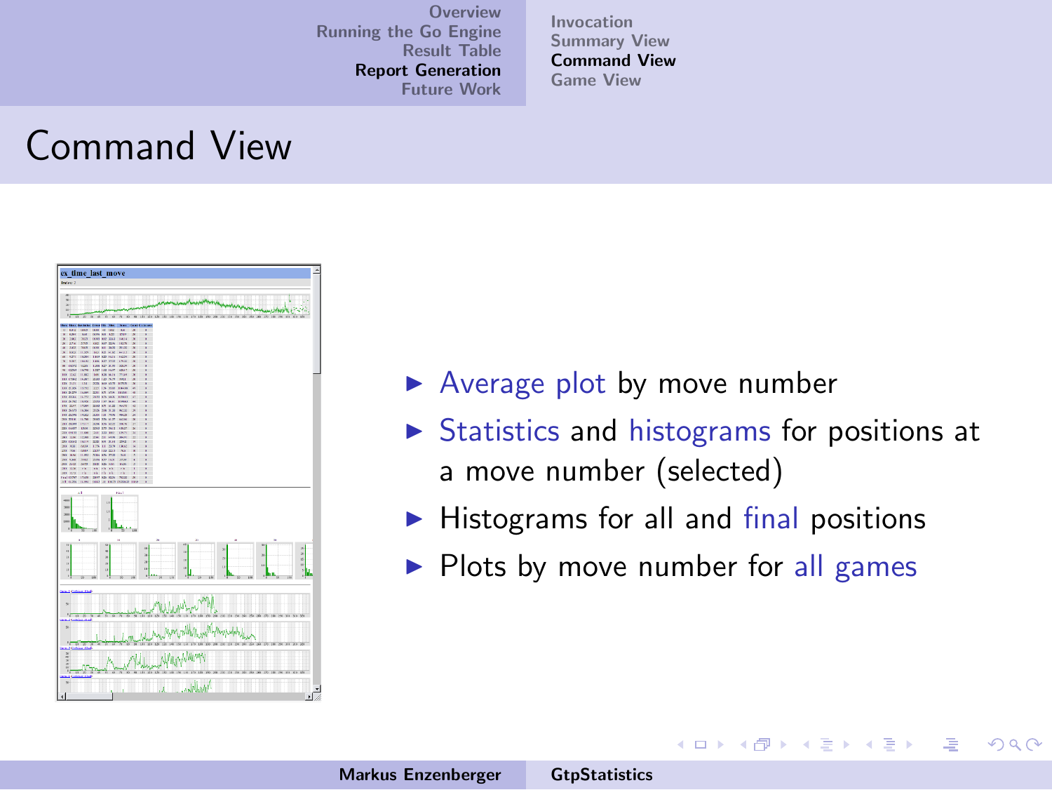# Command View

- Average plot by move number
- Statistics and histograms for positions at a move number (selected)
- Histograms for all and final positions
- Plots by move number for all games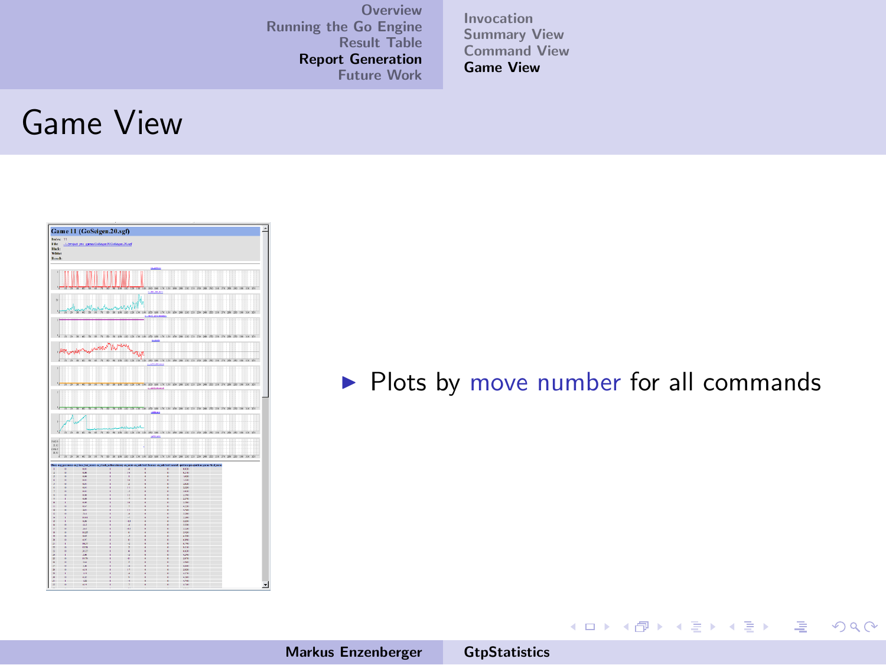# Game View

- Plots by move number for all commands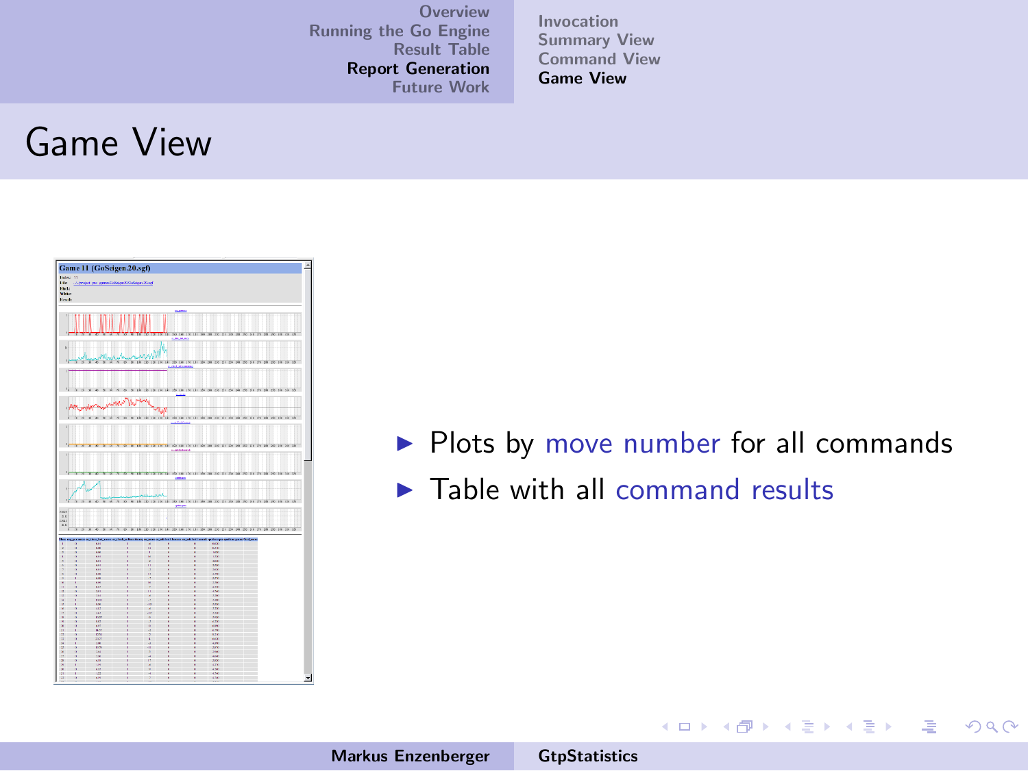# Game View

- Plots by move number for all commands
- Table with all command results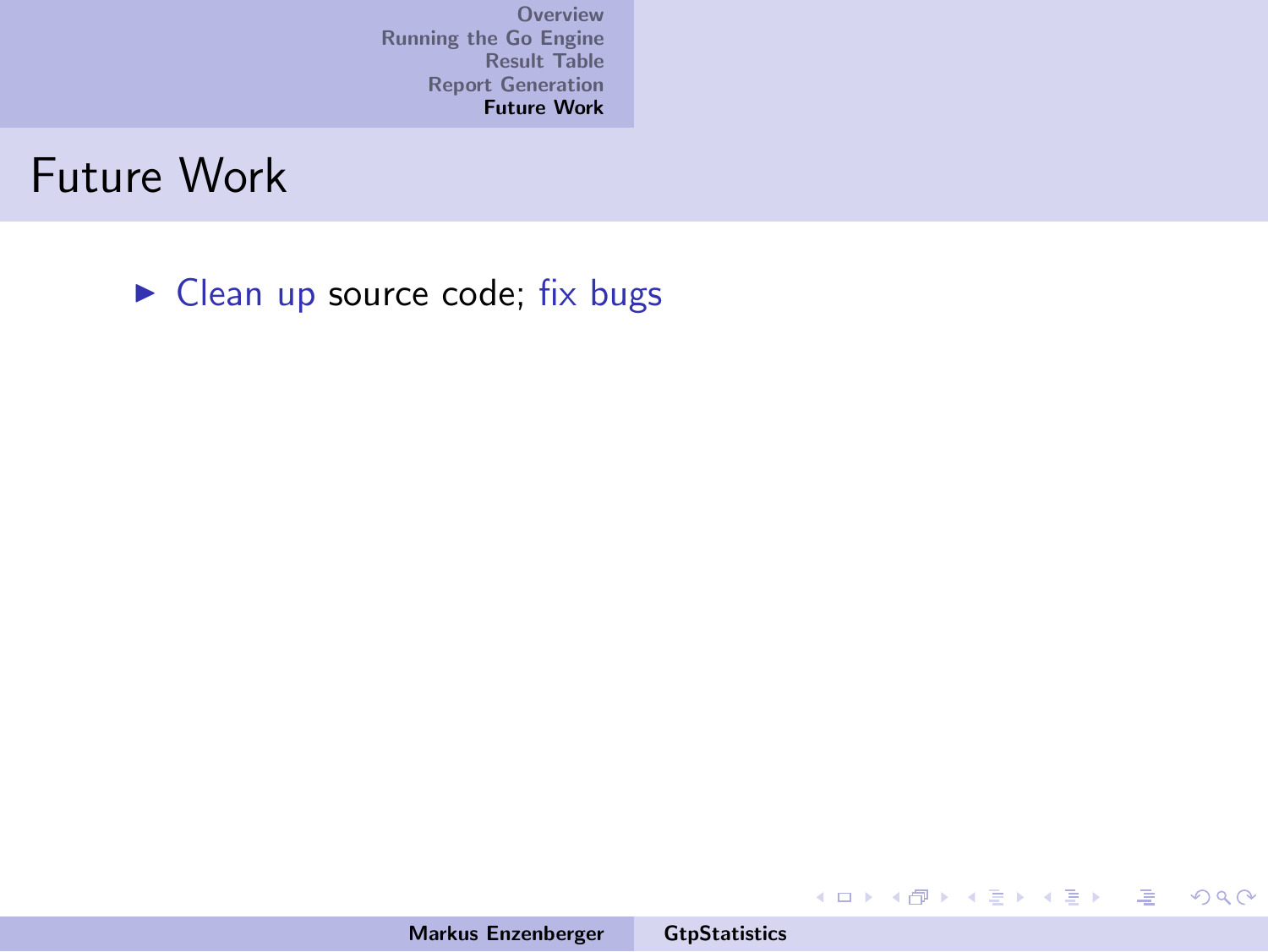# Future Work

- Clean up source code; fix bugs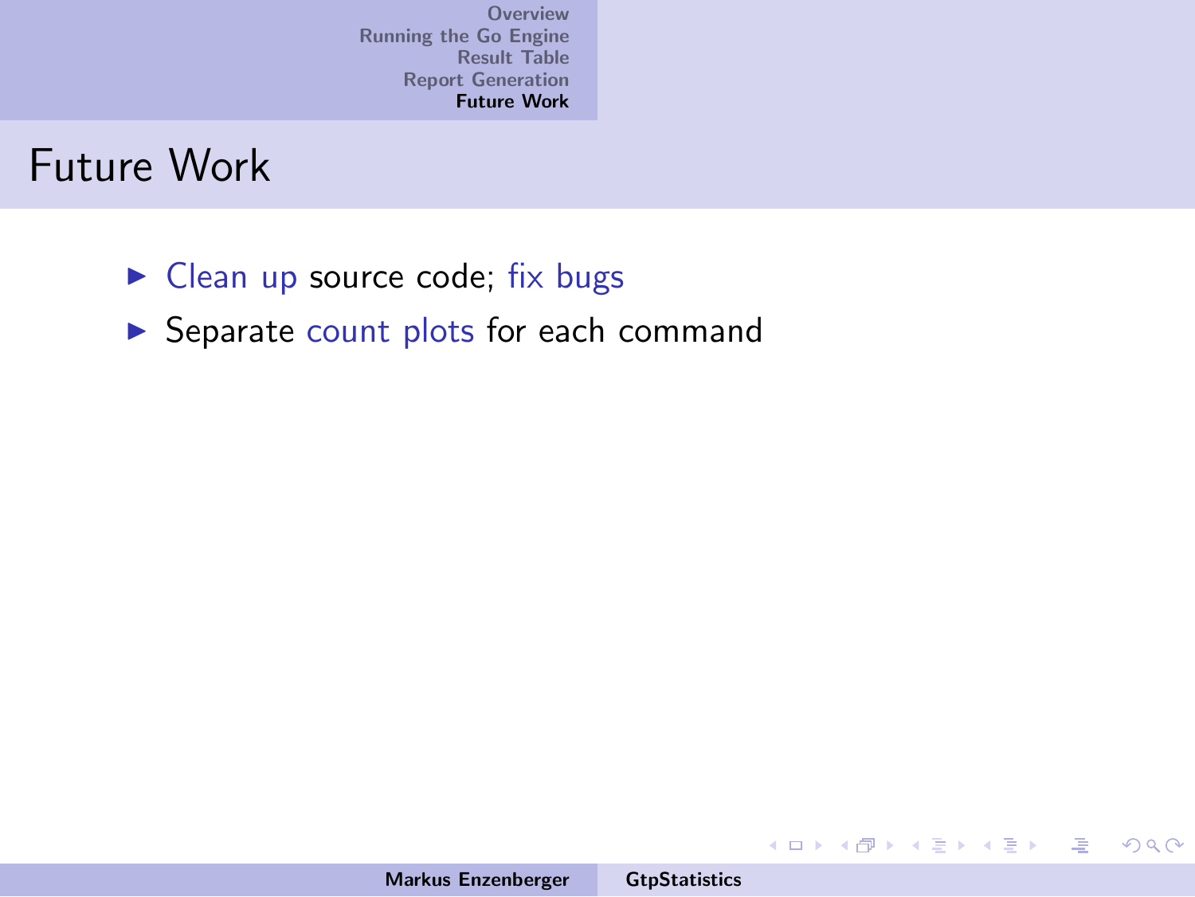# Future Work

- Clean up source code; fix bugs
- Separate count plots for each command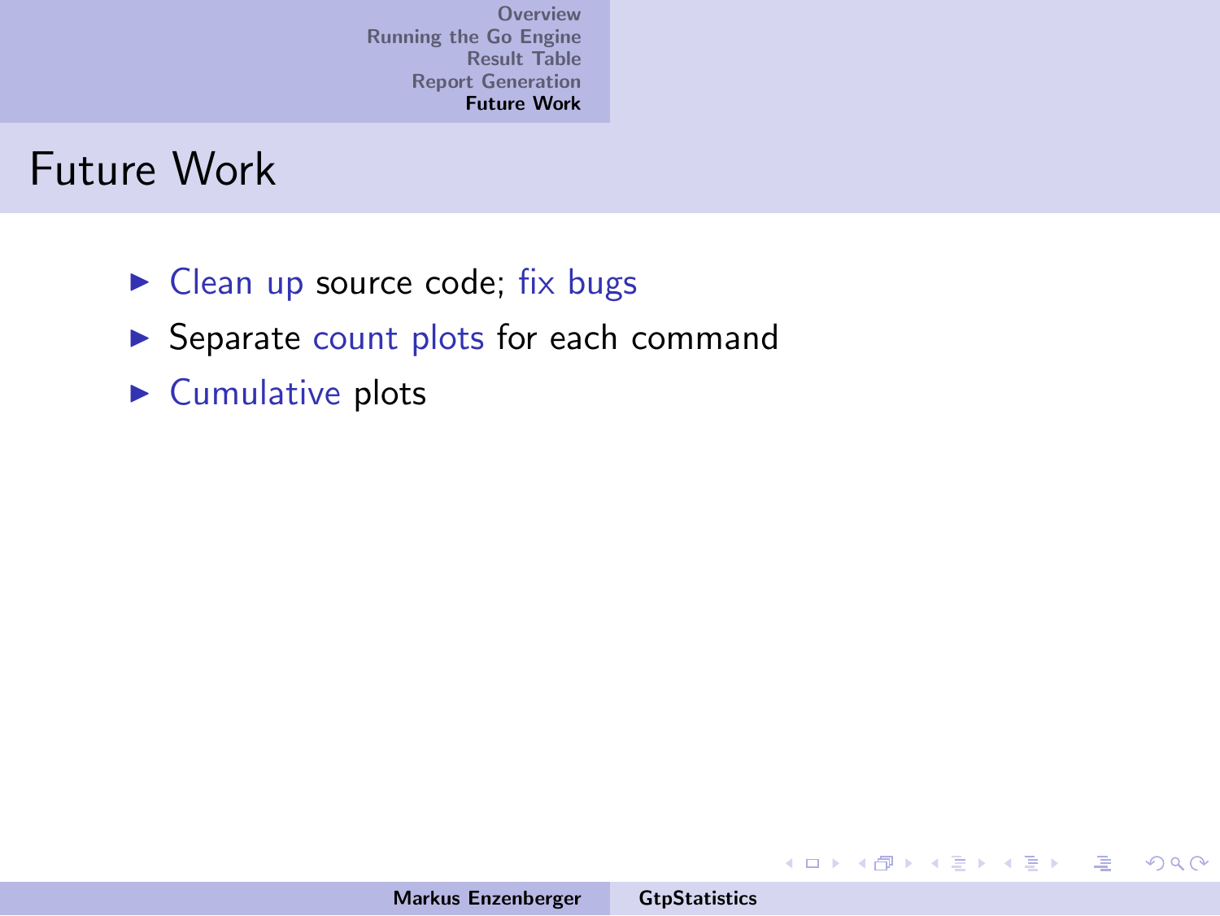# Future Work

- Clean up source code; fix bugs
- Separate count plots for each command
- Cumulative plots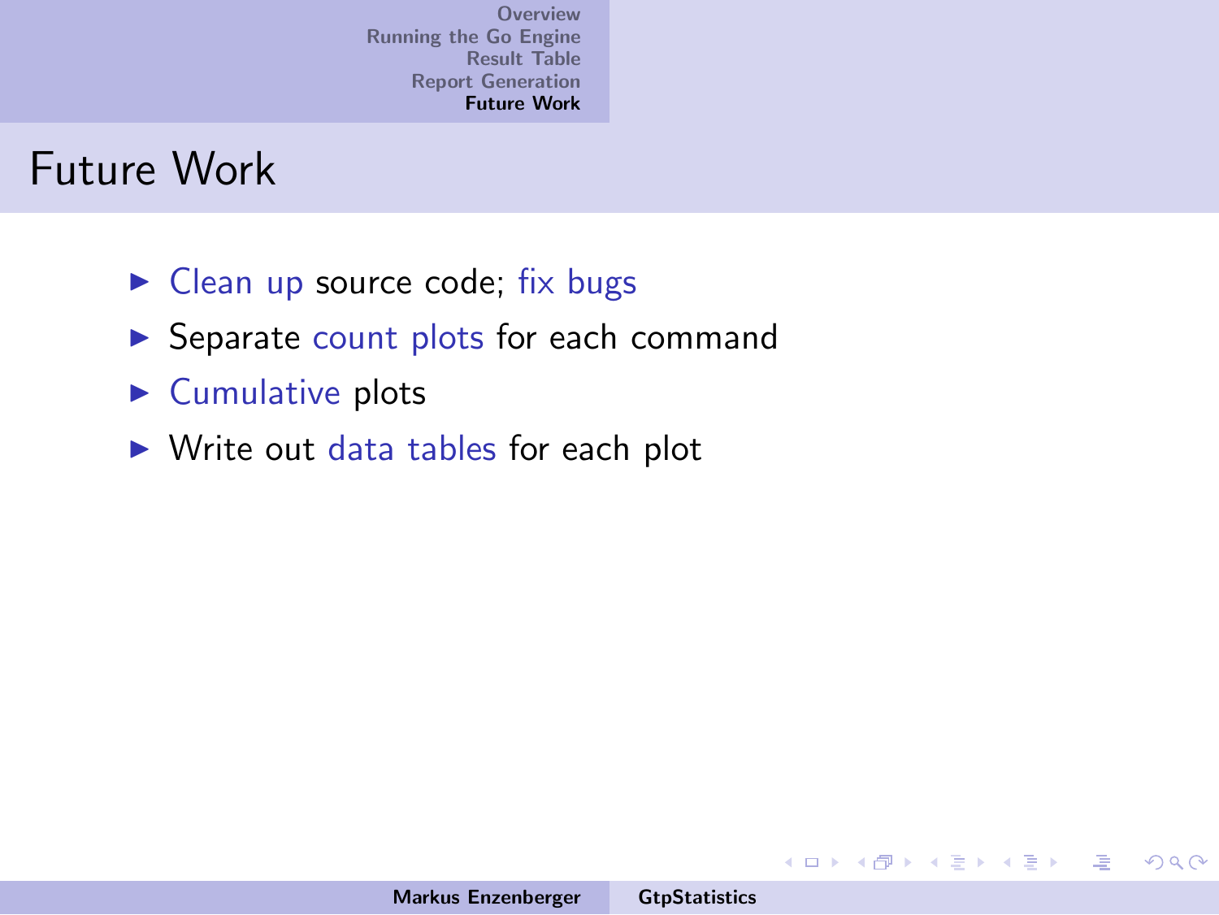# Future Work

- Clean up source code; fix bugs
- Separate count plots for each command
- Cumulative plots
- Write out data tables for each plot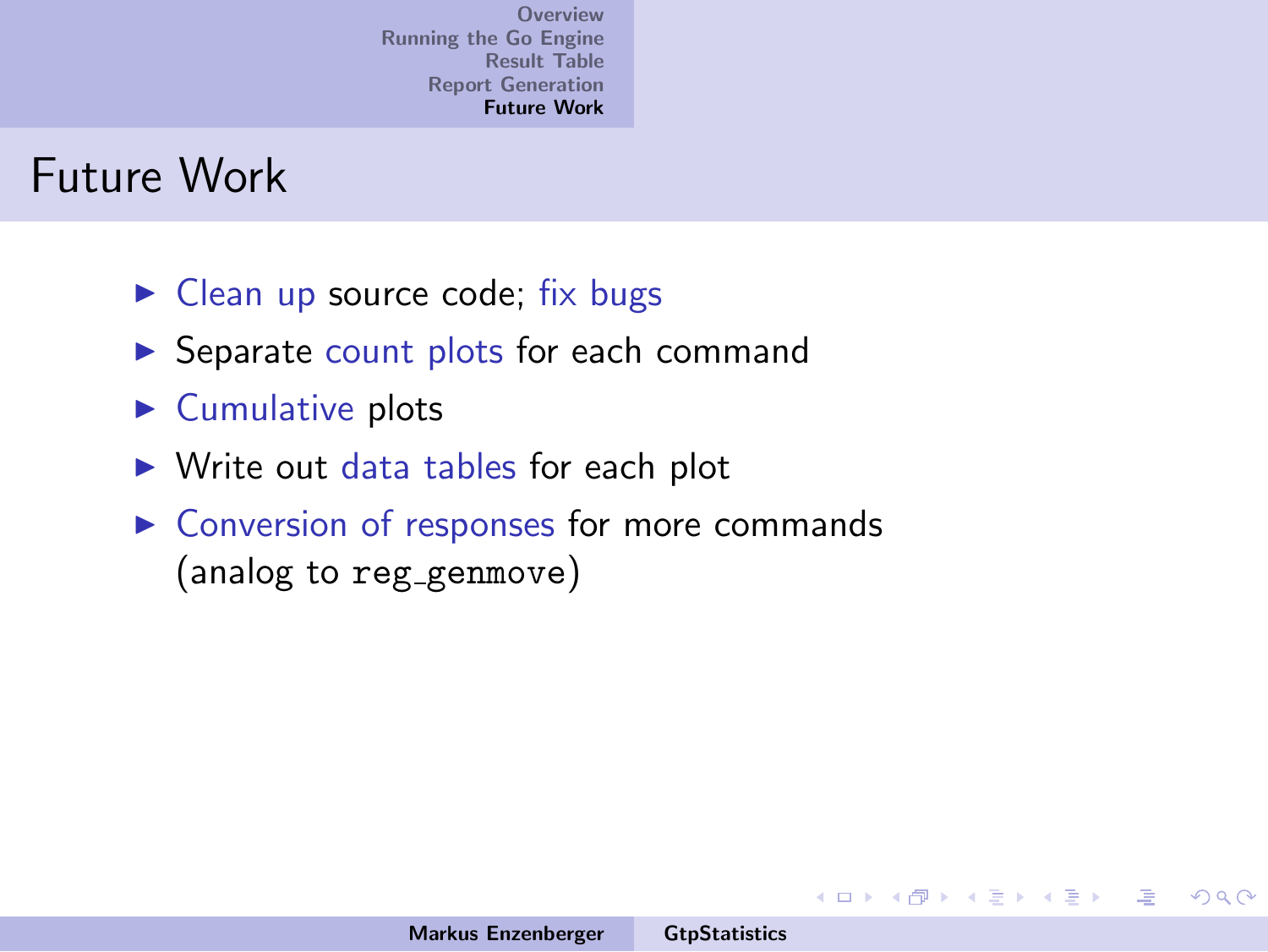# Future Work

- Clean up source code; fix bugs
- Separate count plots for each command
- Cumulative plots
- Write out data tables for each plot
- Conversion of responses for more commands (analog to `reg_genmove`)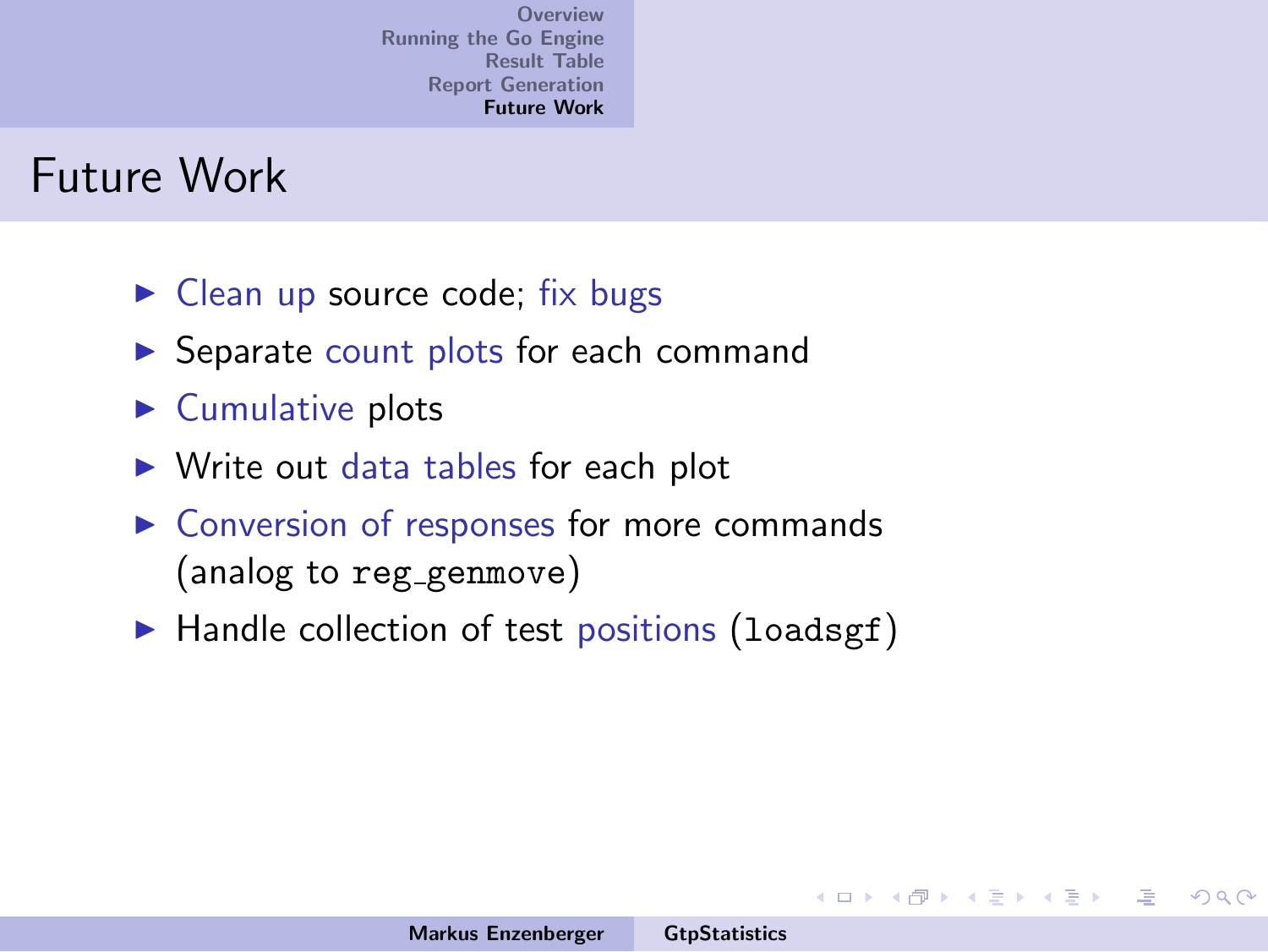# Future Work

- Clean up source code; fix bugs
- Separate count plots for each command
- Cumulative plots
- Write out data tables for each plot
- Conversion of responses for more commands (analog to `reg_genmove`)
- Handle collection of test positions (`loadsgf`)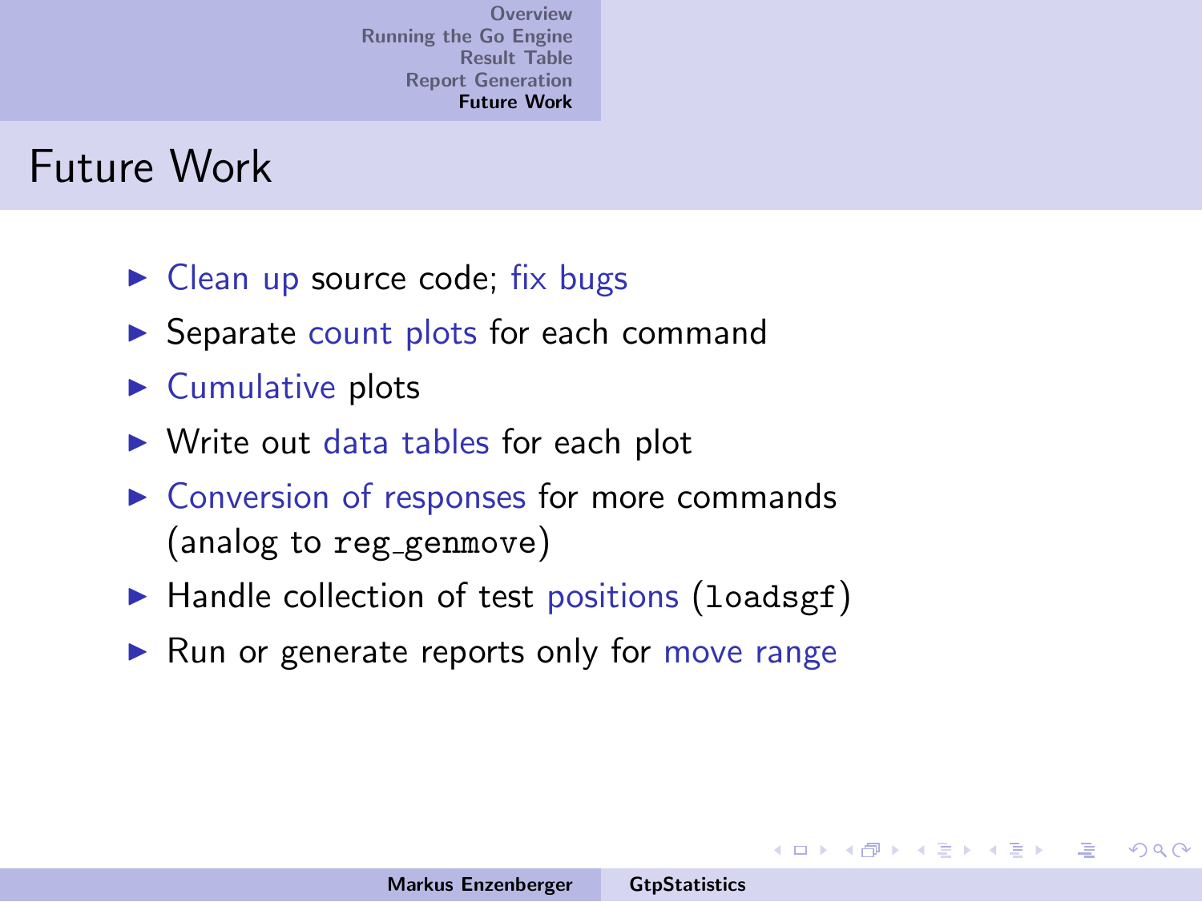# Future Work

- Clean up source code; fix bugs
- Separate count plots for each command
- Cumulative plots
- Write out data tables for each plot
- Conversion of responses for more commands (analog to `reg_genmove`)
- Handle collection of test positions (`loadsgf`)
- Run or generate reports only for move range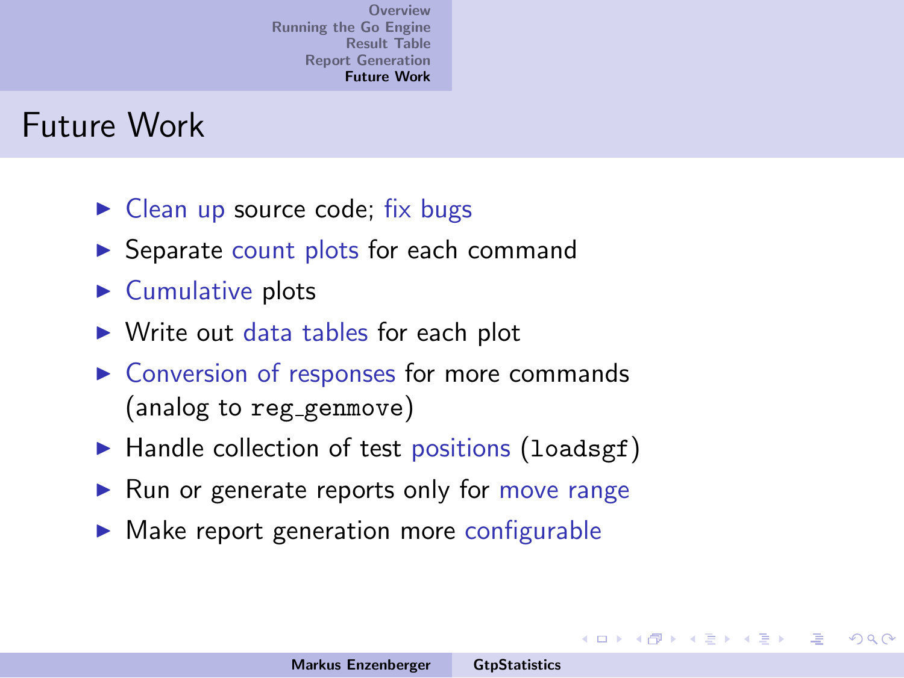# Future Work

- Clean up source code; fix bugs
- Separate count plots for each command
- Cumulative plots
- Write out data tables for each plot
- Conversion of responses for more commands (analog to `reg_genmove`)
- Handle collection of test positions (`loadsgf`)
- Run or generate reports only for move range
- Make report generation more configurable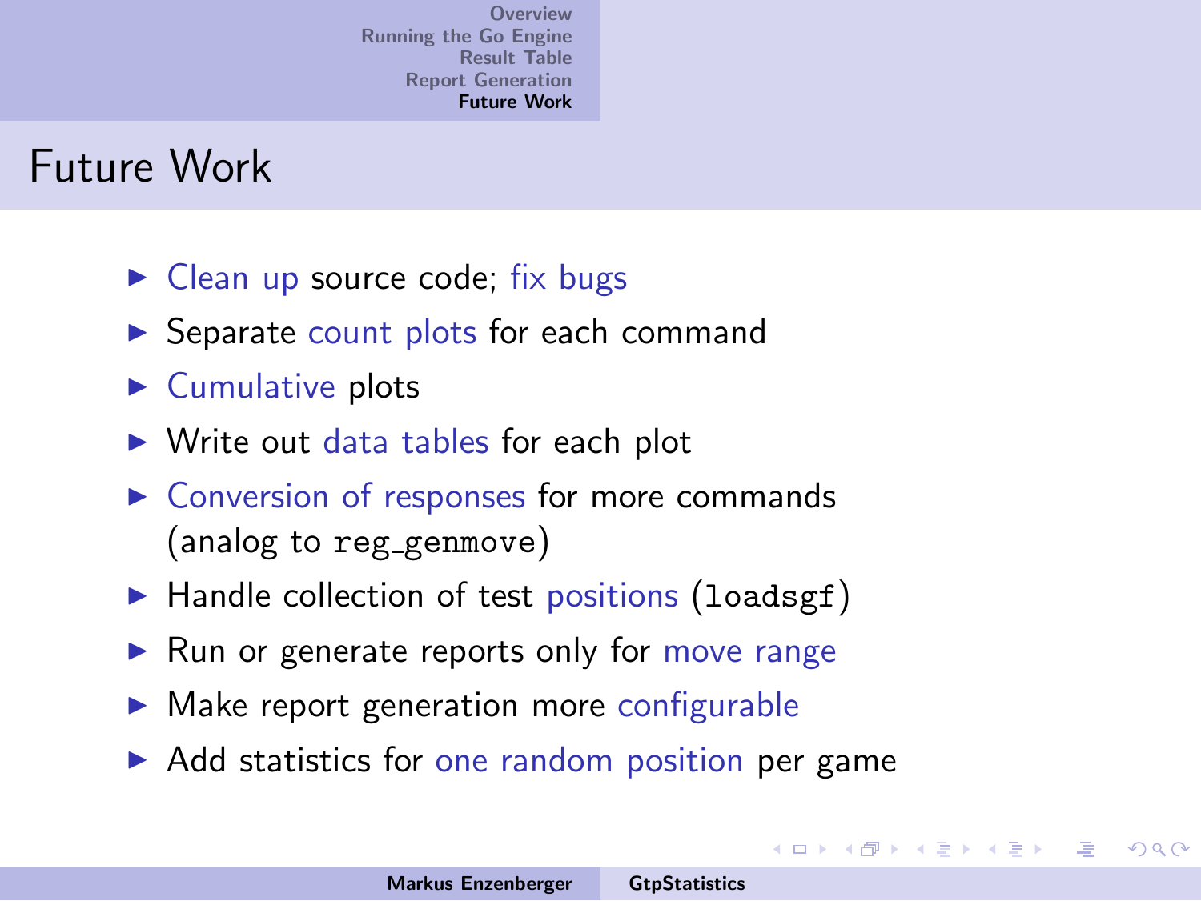# Future Work

- Clean up source code; fix bugs
- Separate count plots for each command
- Cumulative plots
- Write out data tables for each plot
- Conversion of responses for more commands (analog to `reg_genmove`)
- Handle collection of test positions (`loadsgf`)
- Run or generate reports only for move range
- Make report generation more configurable
- Add statistics for one random position per game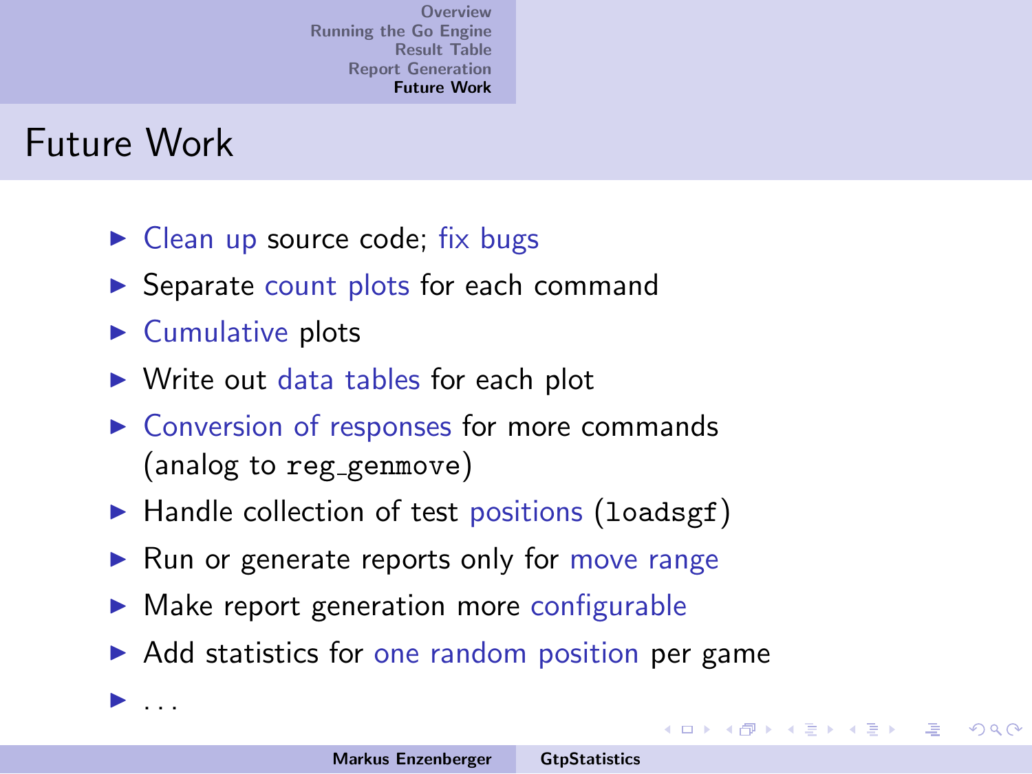# Future Work

- Clean up source code; fix bugs
- Separate count plots for each command
- Cumulative plots
- Write out data tables for each plot
- Conversion of responses for more commands (analog to `reg_genmove`)
- Handle collection of test positions (`loadsgf`)
- Run or generate reports only for move range
- Make report generation more configurable
- Add statistics for one random position per game
- ...